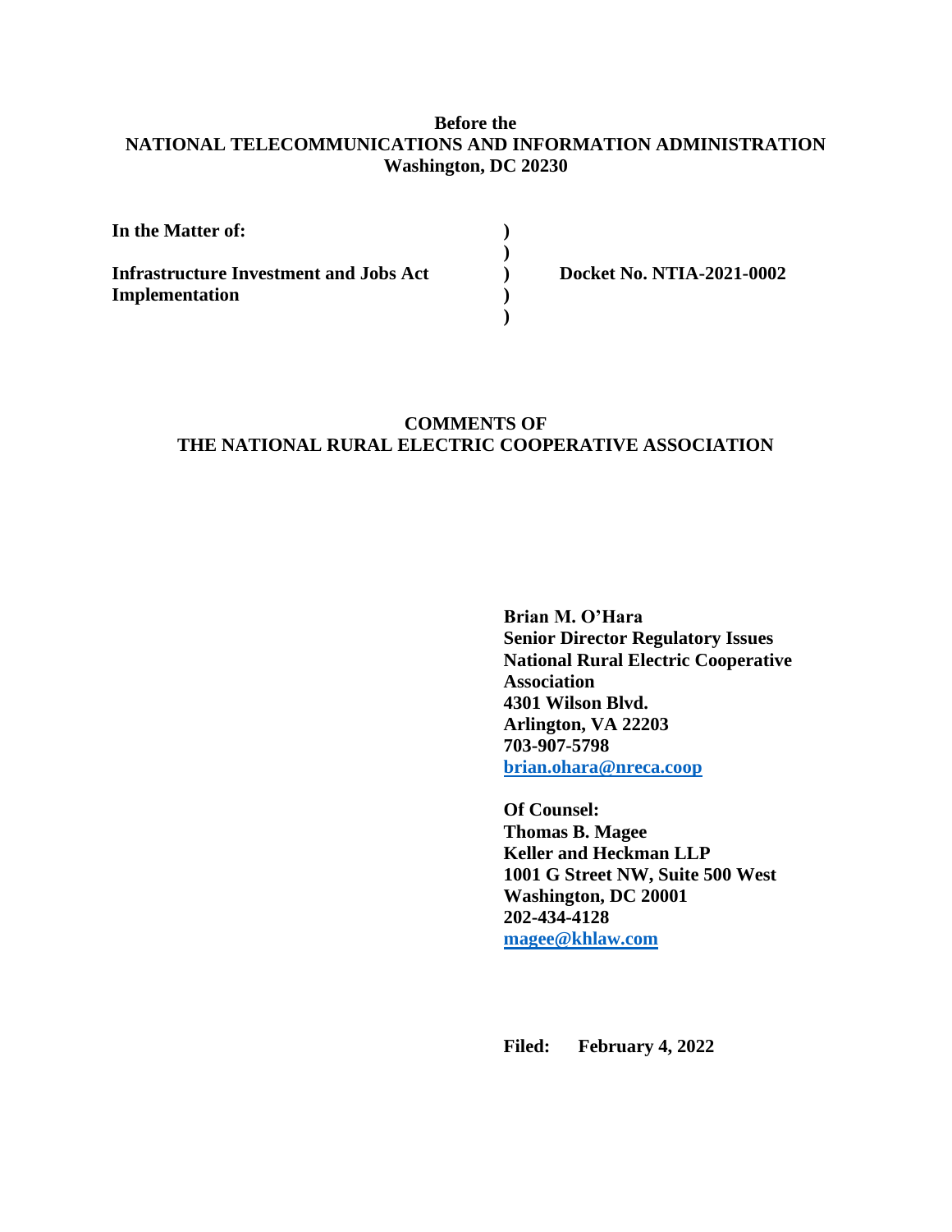**Before the**
**NATIONAL TELECOMMUNICATIONS AND INFORMATION ADMINISTRATION**
**Washington, DC 20230**

| | | |
|---|---|---|
| **In the Matter of:** | **)** | |
| | **)** | |
| **Infrastructure Investment and Jobs Act Implementation** | **)** | **Docket No. NTIA-2021-0002** |
| | **)** | |
| | **)** | |

**COMMENTS OF**
**THE NATIONAL RURAL ELECTRIC COOPERATIVE ASSOCIATION**

**Brian M. O'Hara**
**Senior Director Regulatory Issues**
**National Rural Electric Cooperative Association**
**4301 Wilson Blvd.**
**Arlington, VA 22203**
**703-907-5798**
**brian.ohara@nreca.coop**

**Of Counsel:**
**Thomas B. Magee**
**Keller and Heckman LLP**
**1001 G Street NW, Suite 500 West**
**Washington, DC 20001**
**202-434-4128**
**magee@khlaw.com**

**Filed: February 4, 2022**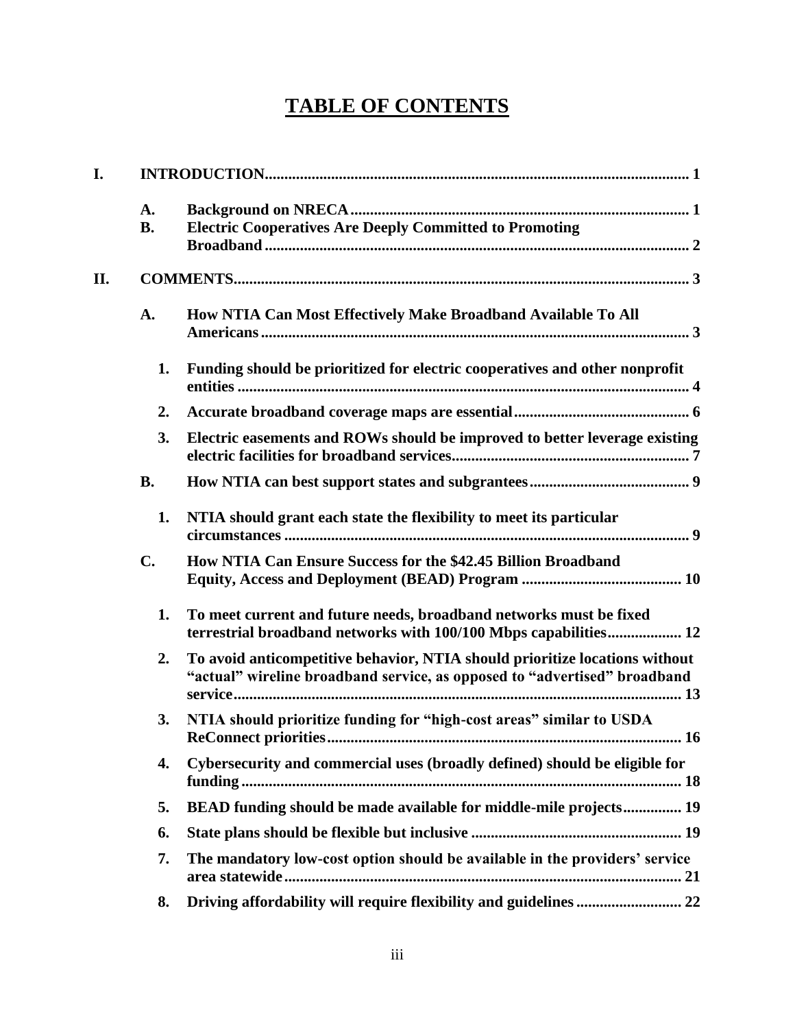# TABLE OF CONTENTS

**I. INTRODUCTION** .......... 1

- **A. Background on NRECA** .......... 1
- **B. Electric Cooperatives Are Deeply Committed to Promoting Broadband** .......... 2

**II. COMMENTS** .......... 3

- **A. How NTIA Can Most Effectively Make Broadband Available To All Americans** .......... 3
  - **1. Funding should be prioritized for electric cooperatives and other nonprofit entities** .......... 4
  - **2. Accurate broadband coverage maps are essential** .......... 6
  - **3. Electric easements and ROWs should be improved to better leverage existing electric facilities for broadband services** .......... 7
- **B. How NTIA can best support states and subgrantees** .......... 9
  - **1. NTIA should grant each state the flexibility to meet its particular circumstances** .......... 9
- **C. How NTIA Can Ensure Success for the $42.45 Billion Broadband Equity, Access and Deployment (BEAD) Program** .......... 10
  - **1. To meet current and future needs, broadband networks must be fixed terrestrial broadband networks with 100/100 Mbps capabilities** .......... 12
  - **2. To avoid anticompetitive behavior, NTIA should prioritize locations without "actual" wireline broadband service, as opposed to "advertised" broadband service** .......... 13
  - **3. NTIA should prioritize funding for "high-cost areas" similar to USDA ReConnect priorities** .......... 16
  - **4. Cybersecurity and commercial uses (broadly defined) should be eligible for funding** .......... 18
  - **5. BEAD funding should be made available for middle-mile projects** .......... 19
  - **6. State plans should be flexible but inclusive** .......... 19
  - **7. The mandatory low-cost option should be available in the providers' service area statewide** .......... 21
  - **8. Driving affordability will require flexibility and guidelines** .......... 22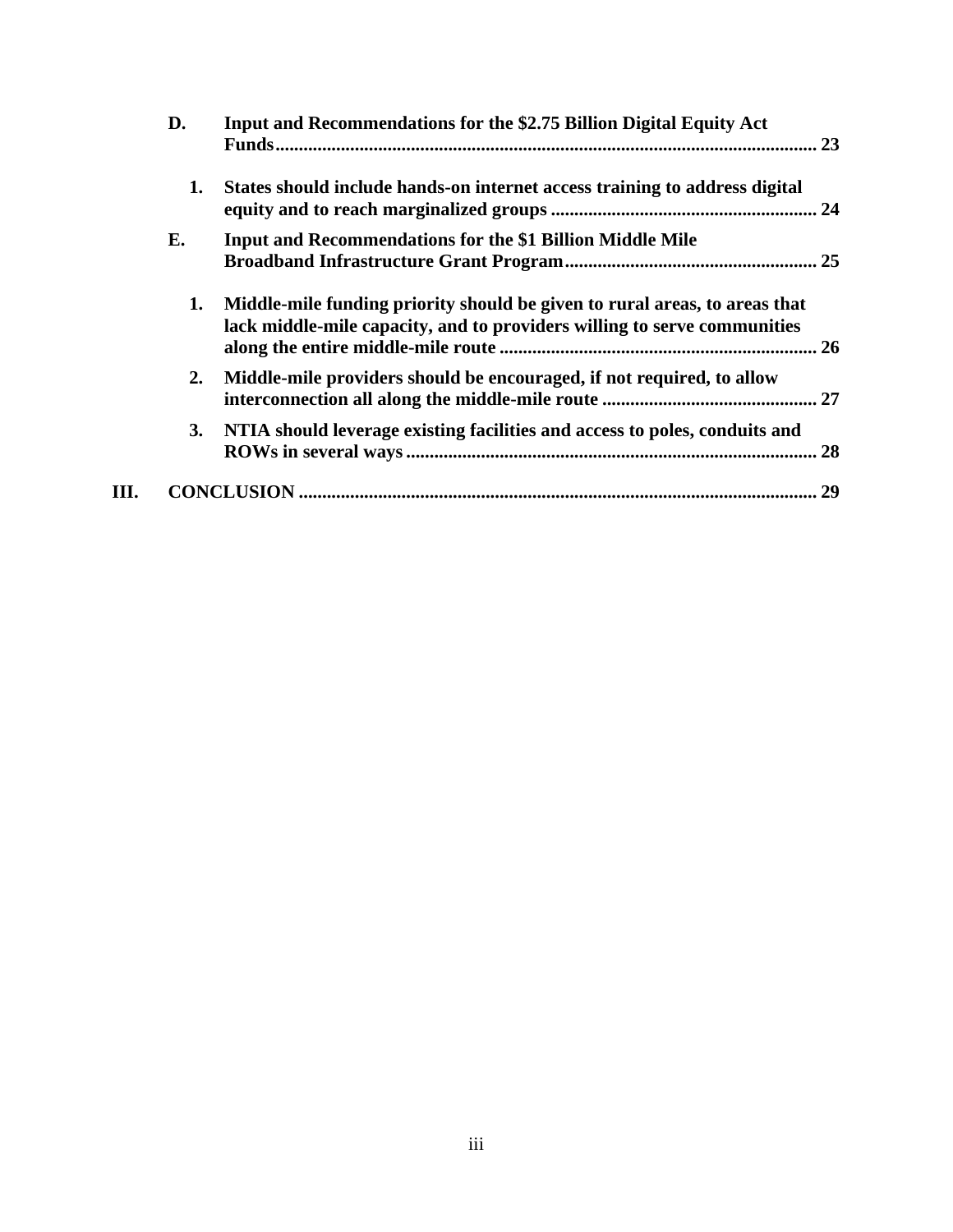**D. Input and Recommendations for the $2.75 Billion Digital Equity Act Funds .......... 23**

**1. States should include hands-on internet access training to address digital equity and to reach marginalized groups .......... 24**

**E. Input and Recommendations for the $1 Billion Middle Mile Broadband Infrastructure Grant Program .......... 25**

**1. Middle-mile funding priority should be given to rural areas, to areas that lack middle-mile capacity, and to providers willing to serve communities along the entire middle-mile route .......... 26**

**2. Middle-mile providers should be encouraged, if not required, to allow interconnection all along the middle-mile route .......... 27**

**3. NTIA should leverage existing facilities and access to poles, conduits and ROWs in several ways .......... 28**

**III. CONCLUSION .......... 29**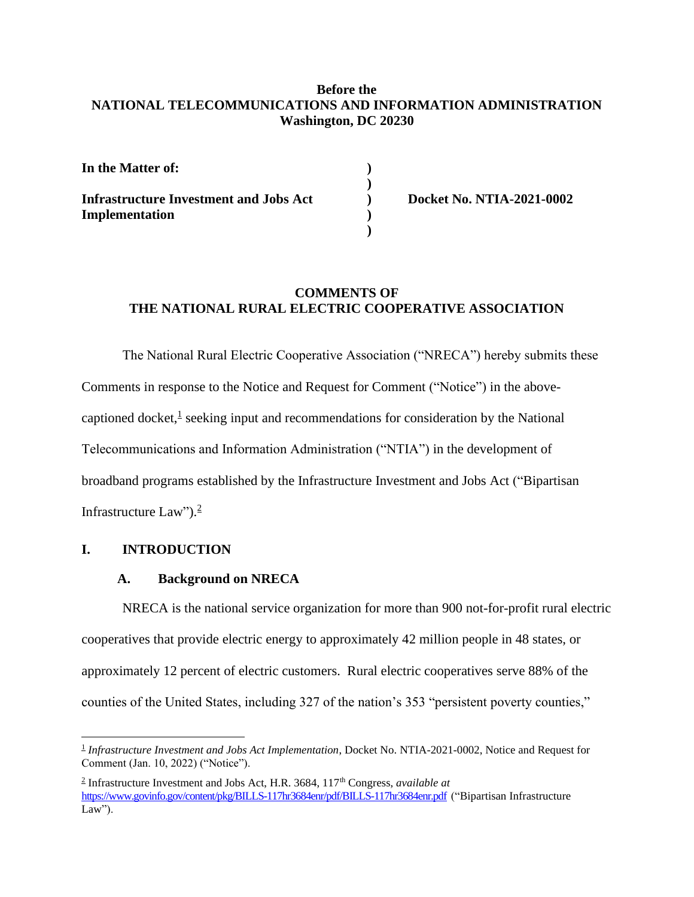**Before the**
**NATIONAL TELECOMMUNICATIONS AND INFORMATION ADMINISTRATION**
**Washington, DC 20230**

| | | |
|---|---|---|
| **In the Matter of:** | **)** | |
| | **)** | |
| **Infrastructure Investment and Jobs Act Implementation** | **)** | **Docket No. NTIA-2021-0002** |
| | **)** | |
| | **)** | |

**COMMENTS OF**
**THE NATIONAL RURAL ELECTRIC COOPERATIVE ASSOCIATION**

The National Rural Electric Cooperative Association ("NRECA") hereby submits these Comments in response to the Notice and Request for Comment ("Notice") in the above-captioned docket,[1] seeking input and recommendations for consideration by the National Telecommunications and Information Administration ("NTIA") in the development of broadband programs established by the Infrastructure Investment and Jobs Act ("Bipartisan Infrastructure Law").[2]

## I. INTRODUCTION

### A. Background on NRECA

NRECA is the national service organization for more than 900 not-for-profit rural electric cooperatives that provide electric energy to approximately 42 million people in 48 states, or approximately 12 percent of electric customers. Rural electric cooperatives serve 88% of the counties of the United States, including 327 of the nation's 353 "persistent poverty counties,"

---

[1] *Infrastructure Investment and Jobs Act Implementation*, Docket No. NTIA-2021-0002, Notice and Request for Comment (Jan. 10, 2022) ("Notice").

[2] Infrastructure Investment and Jobs Act, H.R. 3684, 117th Congress, *available at* https://www.govinfo.gov/content/pkg/BILLS-117hr3684enr/pdf/BILLS-117hr3684enr.pdf ("Bipartisan Infrastructure Law").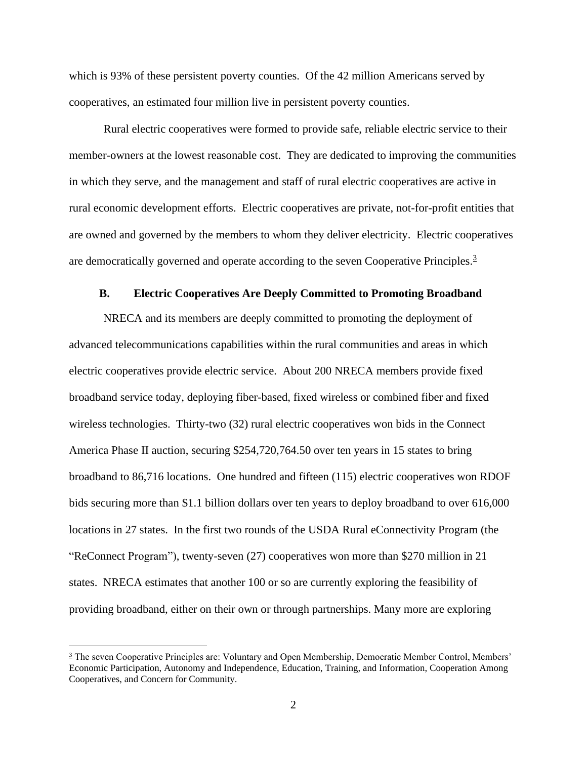which is 93% of these persistent poverty counties. Of the 42 million Americans served by cooperatives, an estimated four million live in persistent poverty counties.

Rural electric cooperatives were formed to provide safe, reliable electric service to their member-owners at the lowest reasonable cost. They are dedicated to improving the communities in which they serve, and the management and staff of rural electric cooperatives are active in rural economic development efforts. Electric cooperatives are private, not-for-profit entities that are owned and governed by the members to whom they deliver electricity. Electric cooperatives are democratically governed and operate according to the seven Cooperative Principles.[3]

### B. Electric Cooperatives Are Deeply Committed to Promoting Broadband

NRECA and its members are deeply committed to promoting the deployment of advanced telecommunications capabilities within the rural communities and areas in which electric cooperatives provide electric service. About 200 NRECA members provide fixed broadband service today, deploying fiber-based, fixed wireless or combined fiber and fixed wireless technologies. Thirty-two (32) rural electric cooperatives won bids in the Connect America Phase II auction, securing $254,720,764.50 over ten years in 15 states to bring broadband to 86,716 locations. One hundred and fifteen (115) electric cooperatives won RDOF bids securing more than $1.1 billion dollars over ten years to deploy broadband to over 616,000 locations in 27 states. In the first two rounds of the USDA Rural eConnectivity Program (the "ReConnect Program"), twenty-seven (27) cooperatives won more than $270 million in 21 states. NRECA estimates that another 100 or so are currently exploring the feasibility of providing broadband, either on their own or through partnerships. Many more are exploring

[3] The seven Cooperative Principles are: Voluntary and Open Membership, Democratic Member Control, Members' Economic Participation, Autonomy and Independence, Education, Training, and Information, Cooperation Among Cooperatives, and Concern for Community.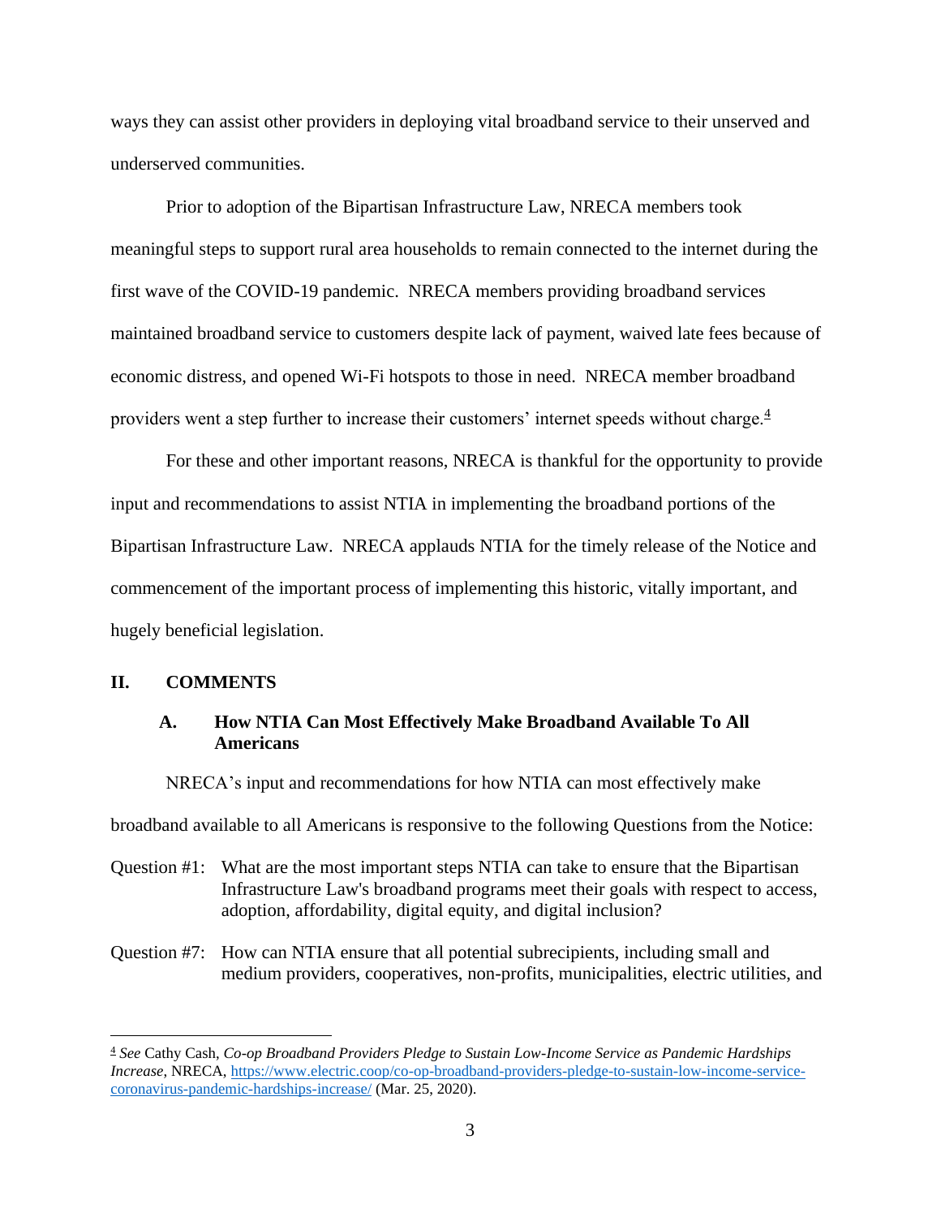ways they can assist other providers in deploying vital broadband service to their unserved and underserved communities.

Prior to adoption of the Bipartisan Infrastructure Law, NRECA members took meaningful steps to support rural area households to remain connected to the internet during the first wave of the COVID-19 pandemic. NRECA members providing broadband services maintained broadband service to customers despite lack of payment, waived late fees because of economic distress, and opened Wi-Fi hotspots to those in need. NRECA member broadband providers went a step further to increase their customers' internet speeds without charge.[4]

For these and other important reasons, NRECA is thankful for the opportunity to provide input and recommendations to assist NTIA in implementing the broadband portions of the Bipartisan Infrastructure Law. NRECA applauds NTIA for the timely release of the Notice and commencement of the important process of implementing this historic, vitally important, and hugely beneficial legislation.

## II. COMMENTS

### A. How NTIA Can Most Effectively Make Broadband Available To All Americans

NRECA's input and recommendations for how NTIA can most effectively make broadband available to all Americans is responsive to the following Questions from the Notice:

Question #1: What are the most important steps NTIA can take to ensure that the Bipartisan Infrastructure Law's broadband programs meet their goals with respect to access, adoption, affordability, digital equity, and digital inclusion?

Question #7: How can NTIA ensure that all potential subrecipients, including small and medium providers, cooperatives, non-profits, municipalities, electric utilities, and

---

[4] *See* Cathy Cash, *Co-op Broadband Providers Pledge to Sustain Low-Income Service as Pandemic Hardships Increase*, NRECA, https://www.electric.coop/co-op-broadband-providers-pledge-to-sustain-low-income-service-coronavirus-pandemic-hardships-increase/ (Mar. 25, 2020).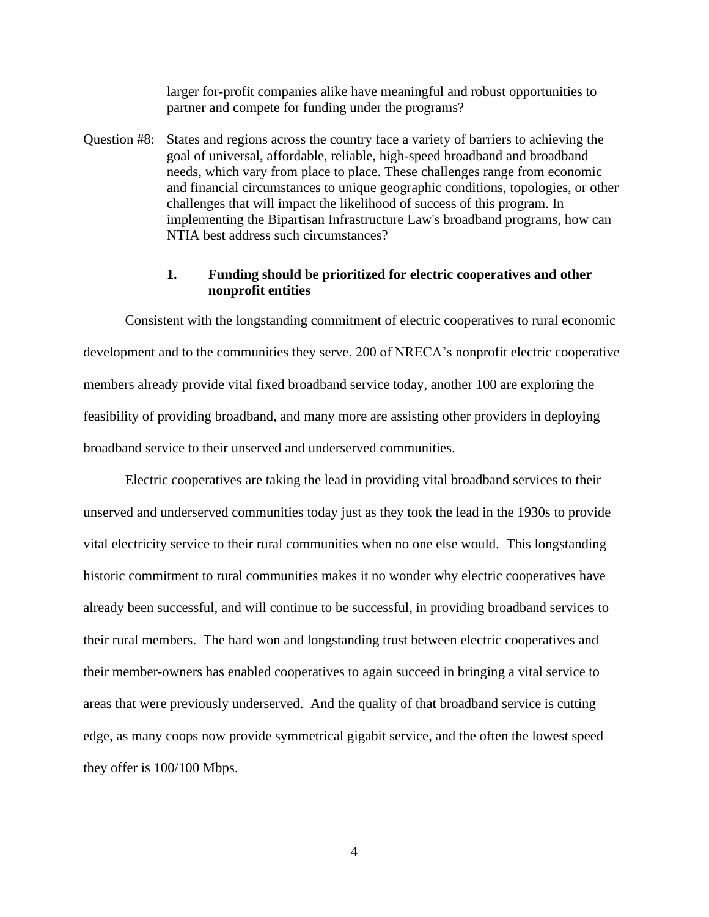larger for-profit companies alike have meaningful and robust opportunities to partner and compete for funding under the programs?

Question #8: States and regions across the country face a variety of barriers to achieving the goal of universal, affordable, reliable, high-speed broadband and broadband needs, which vary from place to place. These challenges range from economic and financial circumstances to unique geographic conditions, topologies, or other challenges that will impact the likelihood of success of this program. In implementing the Bipartisan Infrastructure Law's broadband programs, how can NTIA best address such circumstances?

**1. Funding should be prioritized for electric cooperatives and other nonprofit entities**

Consistent with the longstanding commitment of electric cooperatives to rural economic development and to the communities they serve, 200 of NRECA's nonprofit electric cooperative members already provide vital fixed broadband service today, another 100 are exploring the feasibility of providing broadband, and many more are assisting other providers in deploying broadband service to their unserved and underserved communities.

Electric cooperatives are taking the lead in providing vital broadband services to their unserved and underserved communities today just as they took the lead in the 1930s to provide vital electricity service to their rural communities when no one else would. This longstanding historic commitment to rural communities makes it no wonder why electric cooperatives have already been successful, and will continue to be successful, in providing broadband services to their rural members. The hard won and longstanding trust between electric cooperatives and their member-owners has enabled cooperatives to again succeed in bringing a vital service to areas that were previously underserved. And the quality of that broadband service is cutting edge, as many coops now provide symmetrical gigabit service, and the often the lowest speed they offer is 100/100 Mbps.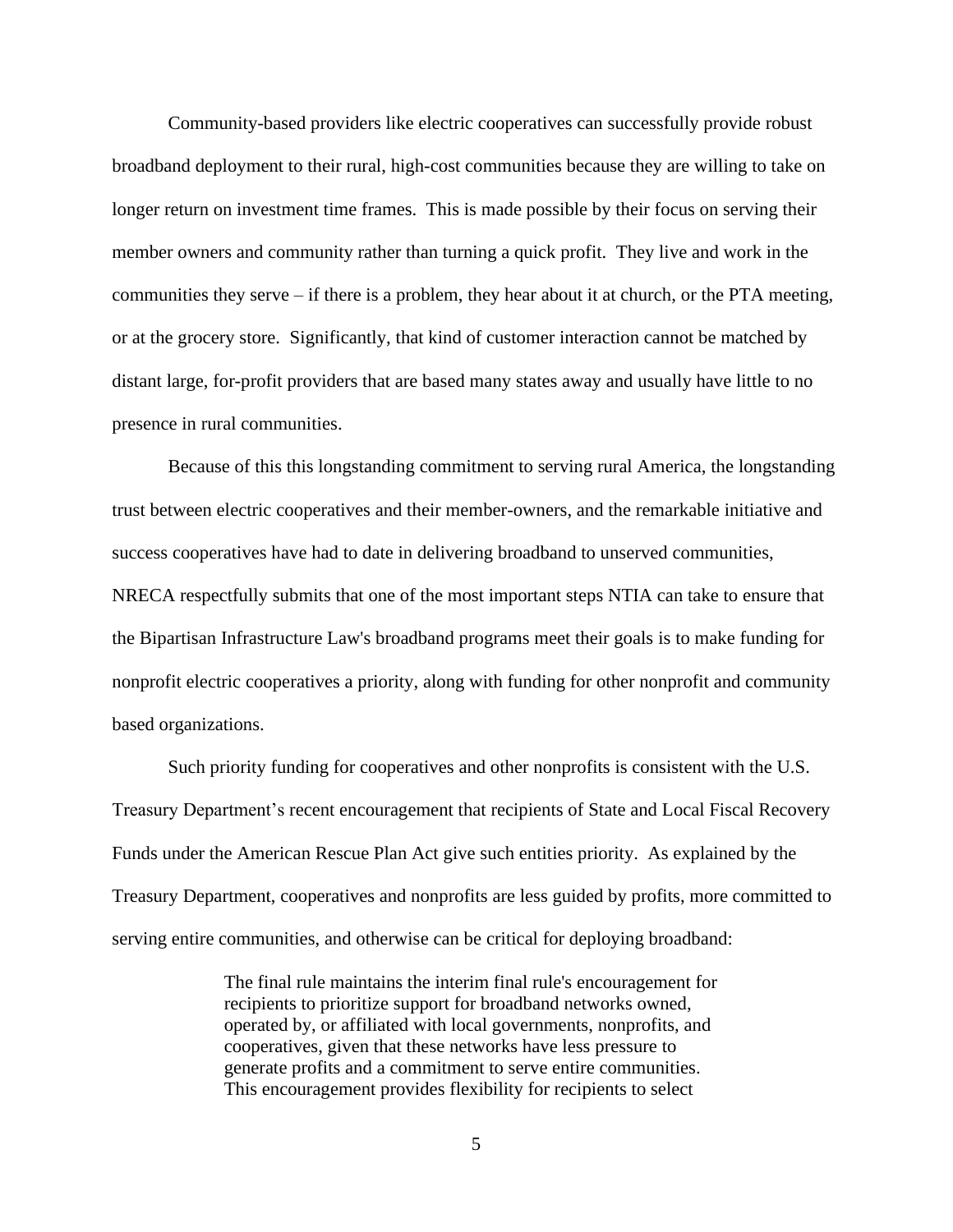Community-based providers like electric cooperatives can successfully provide robust broadband deployment to their rural, high-cost communities because they are willing to take on longer return on investment time frames. This is made possible by their focus on serving their member owners and community rather than turning a quick profit. They live and work in the communities they serve – if there is a problem, they hear about it at church, or the PTA meeting, or at the grocery store. Significantly, that kind of customer interaction cannot be matched by distant large, for-profit providers that are based many states away and usually have little to no presence in rural communities.

Because of this this longstanding commitment to serving rural America, the longstanding trust between electric cooperatives and their member-owners, and the remarkable initiative and success cooperatives have had to date in delivering broadband to unserved communities, NRECA respectfully submits that one of the most important steps NTIA can take to ensure that the Bipartisan Infrastructure Law's broadband programs meet their goals is to make funding for nonprofit electric cooperatives a priority, along with funding for other nonprofit and community based organizations.

Such priority funding for cooperatives and other nonprofits is consistent with the U.S. Treasury Department's recent encouragement that recipients of State and Local Fiscal Recovery Funds under the American Rescue Plan Act give such entities priority. As explained by the Treasury Department, cooperatives and nonprofits are less guided by profits, more committed to serving entire communities, and otherwise can be critical for deploying broadband:

> The final rule maintains the interim final rule's encouragement for recipients to prioritize support for broadband networks owned, operated by, or affiliated with local governments, nonprofits, and cooperatives, given that these networks have less pressure to generate profits and a commitment to serve entire communities. This encouragement provides flexibility for recipients to select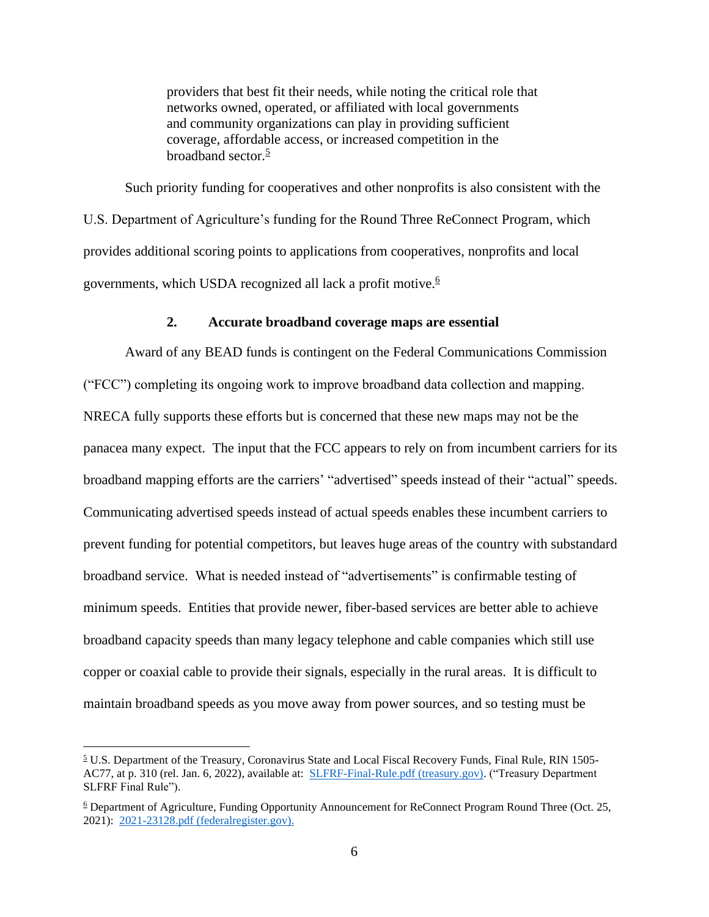> providers that best fit their needs, while noting the critical role that networks owned, operated, or affiliated with local governments and community organizations can play in providing sufficient coverage, affordable access, or increased competition in the broadband sector.[5]

Such priority funding for cooperatives and other nonprofits is also consistent with the U.S. Department of Agriculture's funding for the Round Three ReConnect Program, which provides additional scoring points to applications from cooperatives, nonprofits and local governments, which USDA recognized all lack a profit motive.[6]

### 2. Accurate broadband coverage maps are essential

Award of any BEAD funds is contingent on the Federal Communications Commission ("FCC") completing its ongoing work to improve broadband data collection and mapping. NRECA fully supports these efforts but is concerned that these new maps may not be the panacea many expect. The input that the FCC appears to rely on from incumbent carriers for its broadband mapping efforts are the carriers' "advertised" speeds instead of their "actual" speeds. Communicating advertised speeds instead of actual speeds enables these incumbent carriers to prevent funding for potential competitors, but leaves huge areas of the country with substandard broadband service. What is needed instead of "advertisements" is confirmable testing of minimum speeds. Entities that provide newer, fiber-based services are better able to achieve broadband capacity speeds than many legacy telephone and cable companies which still use copper or coaxial cable to provide their signals, especially in the rural areas. It is difficult to maintain broadband speeds as you move away from power sources, and so testing must be

---

[5] U.S. Department of the Treasury, Coronavirus State and Local Fiscal Recovery Funds, Final Rule, RIN 1505-AC77, at p. 310 (rel. Jan. 6, 2022), available at: [SLFRF-Final-Rule.pdf (treasury.gov)](SLFRF-Final-Rule.pdf). ("Treasury Department SLFRF Final Rule").

[6] Department of Agriculture, Funding Opportunity Announcement for ReConnect Program Round Three (Oct. 25, 2021): [2021-23128.pdf (federalregister.gov).](2021-23128.pdf)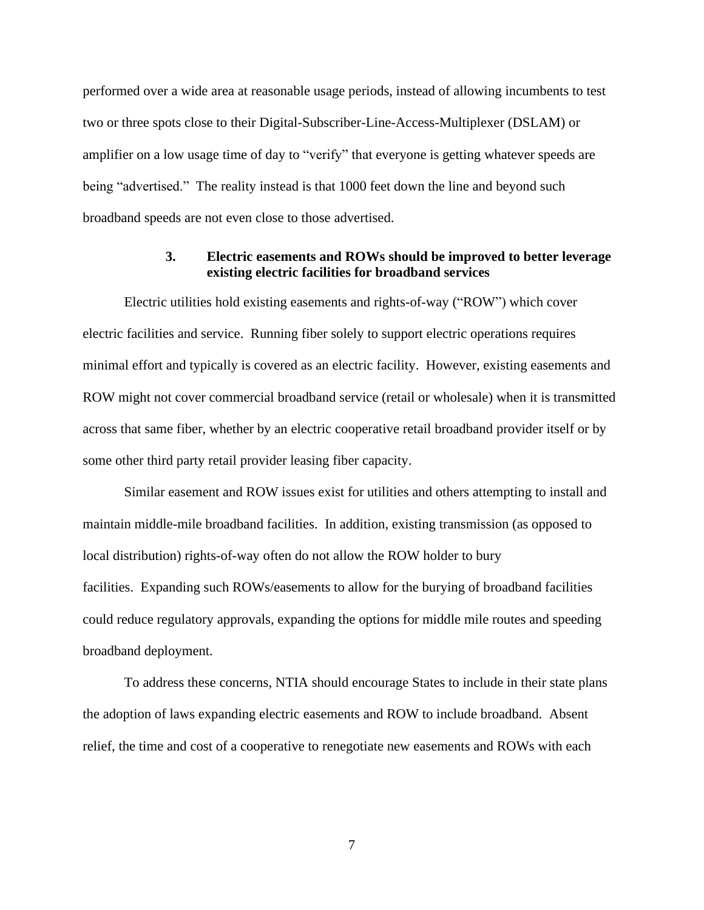performed over a wide area at reasonable usage periods, instead of allowing incumbents to test two or three spots close to their Digital-Subscriber-Line-Access-Multiplexer (DSLAM) or amplifier on a low usage time of day to "verify" that everyone is getting whatever speeds are being "advertised." The reality instead is that 1000 feet down the line and beyond such broadband speeds are not even close to those advertised.

### 3. Electric easements and ROWs should be improved to better leverage existing electric facilities for broadband services

Electric utilities hold existing easements and rights-of-way ("ROW") which cover electric facilities and service. Running fiber solely to support electric operations requires minimal effort and typically is covered as an electric facility. However, existing easements and ROW might not cover commercial broadband service (retail or wholesale) when it is transmitted across that same fiber, whether by an electric cooperative retail broadband provider itself or by some other third party retail provider leasing fiber capacity.

Similar easement and ROW issues exist for utilities and others attempting to install and maintain middle-mile broadband facilities. In addition, existing transmission (as opposed to local distribution) rights-of-way often do not allow the ROW holder to bury facilities. Expanding such ROWs/easements to allow for the burying of broadband facilities could reduce regulatory approvals, expanding the options for middle mile routes and speeding broadband deployment.

To address these concerns, NTIA should encourage States to include in their state plans the adoption of laws expanding electric easements and ROW to include broadband. Absent relief, the time and cost of a cooperative to renegotiate new easements and ROWs with each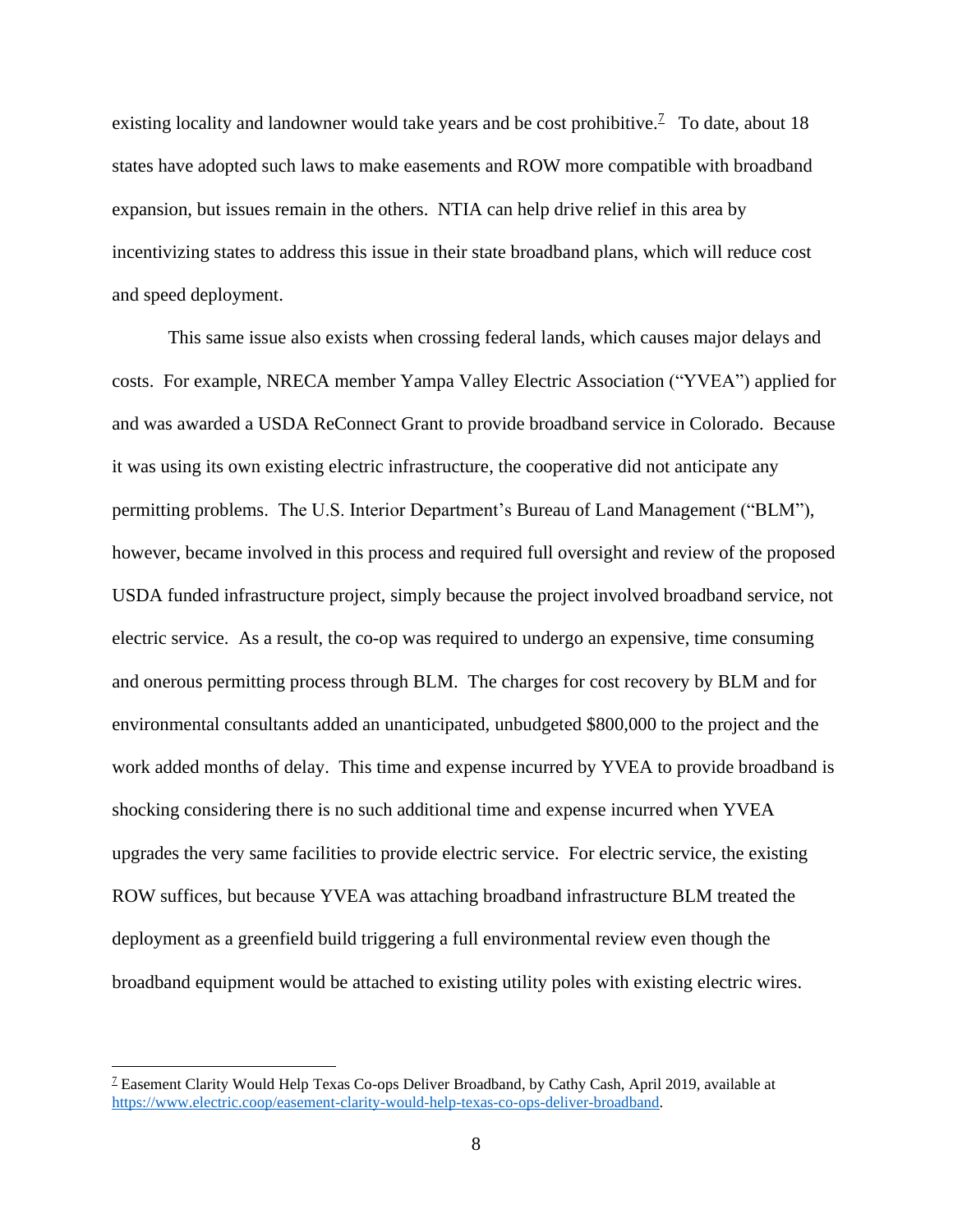existing locality and landowner would take years and be cost prohibitive.[7] To date, about 18 states have adopted such laws to make easements and ROW more compatible with broadband expansion, but issues remain in the others. NTIA can help drive relief in this area by incentivizing states to address this issue in their state broadband plans, which will reduce cost and speed deployment.

This same issue also exists when crossing federal lands, which causes major delays and costs. For example, NRECA member Yampa Valley Electric Association ("YVEA") applied for and was awarded a USDA ReConnect Grant to provide broadband service in Colorado. Because it was using its own existing electric infrastructure, the cooperative did not anticipate any permitting problems. The U.S. Interior Department's Bureau of Land Management ("BLM"), however, became involved in this process and required full oversight and review of the proposed USDA funded infrastructure project, simply because the project involved broadband service, not electric service. As a result, the co-op was required to undergo an expensive, time consuming and onerous permitting process through BLM. The charges for cost recovery by BLM and for environmental consultants added an unanticipated, unbudgeted $800,000 to the project and the work added months of delay. This time and expense incurred by YVEA to provide broadband is shocking considering there is no such additional time and expense incurred when YVEA upgrades the very same facilities to provide electric service. For electric service, the existing ROW suffices, but because YVEA was attaching broadband infrastructure BLM treated the deployment as a greenfield build triggering a full environmental review even though the broadband equipment would be attached to existing utility poles with existing electric wires.

---

[7] Easement Clarity Would Help Texas Co-ops Deliver Broadband, by Cathy Cash, April 2019, available at https://www.electric.coop/easement-clarity-would-help-texas-co-ops-deliver-broadband.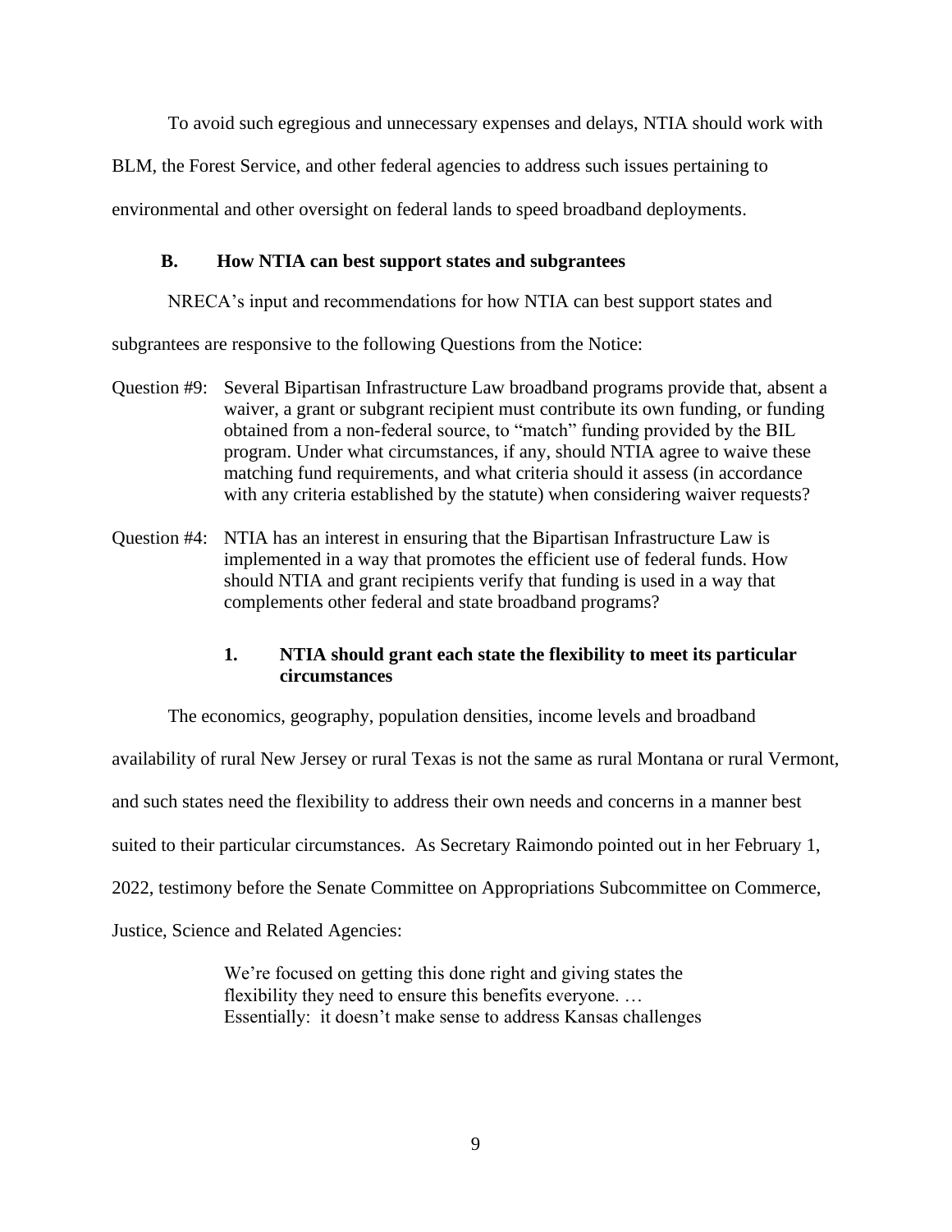To avoid such egregious and unnecessary expenses and delays, NTIA should work with BLM, the Forest Service, and other federal agencies to address such issues pertaining to environmental and other oversight on federal lands to speed broadband deployments.

### B. How NTIA can best support states and subgrantees

NRECA's input and recommendations for how NTIA can best support states and subgrantees are responsive to the following Questions from the Notice:

Question #9: Several Bipartisan Infrastructure Law broadband programs provide that, absent a waiver, a grant or subgrant recipient must contribute its own funding, or funding obtained from a non-federal source, to "match" funding provided by the BIL program. Under what circumstances, if any, should NTIA agree to waive these matching fund requirements, and what criteria should it assess (in accordance with any criteria established by the statute) when considering waiver requests?

Question #4: NTIA has an interest in ensuring that the Bipartisan Infrastructure Law is implemented in a way that promotes the efficient use of federal funds. How should NTIA and grant recipients verify that funding is used in a way that complements other federal and state broadband programs?

#### 1. NTIA should grant each state the flexibility to meet its particular circumstances

The economics, geography, population densities, income levels and broadband availability of rural New Jersey or rural Texas is not the same as rural Montana or rural Vermont, and such states need the flexibility to address their own needs and concerns in a manner best suited to their particular circumstances. As Secretary Raimondo pointed out in her February 1, 2022, testimony before the Senate Committee on Appropriations Subcommittee on Commerce, Justice, Science and Related Agencies:

> We're focused on getting this done right and giving states the flexibility they need to ensure this benefits everyone. … Essentially: it doesn't make sense to address Kansas challenges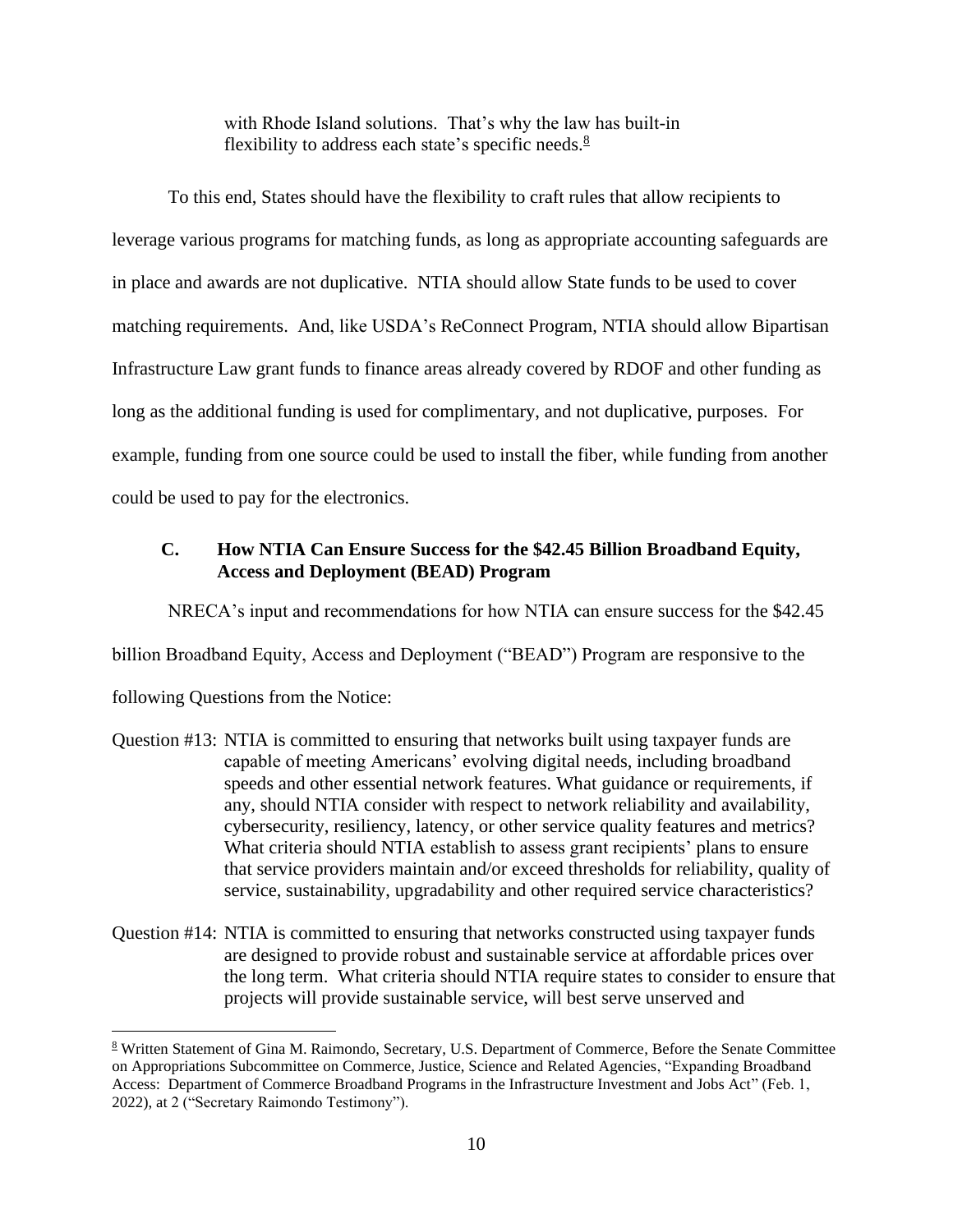> with Rhode Island solutions. That's why the law has built-in flexibility to address each state's specific needs.[8]

To this end, States should have the flexibility to craft rules that allow recipients to leverage various programs for matching funds, as long as appropriate accounting safeguards are in place and awards are not duplicative. NTIA should allow State funds to be used to cover matching requirements. And, like USDA's ReConnect Program, NTIA should allow Bipartisan Infrastructure Law grant funds to finance areas already covered by RDOF and other funding as long as the additional funding is used for complimentary, and not duplicative, purposes. For example, funding from one source could be used to install the fiber, while funding from another could be used to pay for the electronics.

### C. How NTIA Can Ensure Success for the $42.45 Billion Broadband Equity, Access and Deployment (BEAD) Program

NRECA's input and recommendations for how NTIA can ensure success for the $42.45 billion Broadband Equity, Access and Deployment ("BEAD") Program are responsive to the following Questions from the Notice:

Question #13: NTIA is committed to ensuring that networks built using taxpayer funds are capable of meeting Americans' evolving digital needs, including broadband speeds and other essential network features. What guidance or requirements, if any, should NTIA consider with respect to network reliability and availability, cybersecurity, resiliency, latency, or other service quality features and metrics? What criteria should NTIA establish to assess grant recipients' plans to ensure that service providers maintain and/or exceed thresholds for reliability, quality of service, sustainability, upgradability and other required service characteristics?

Question #14: NTIA is committed to ensuring that networks constructed using taxpayer funds are designed to provide robust and sustainable service at affordable prices over the long term. What criteria should NTIA require states to consider to ensure that projects will provide sustainable service, will best serve unserved and

[8] Written Statement of Gina M. Raimondo, Secretary, U.S. Department of Commerce, Before the Senate Committee on Appropriations Subcommittee on Commerce, Justice, Science and Related Agencies, "Expanding Broadband Access: Department of Commerce Broadband Programs in the Infrastructure Investment and Jobs Act" (Feb. 1, 2022), at 2 ("Secretary Raimondo Testimony").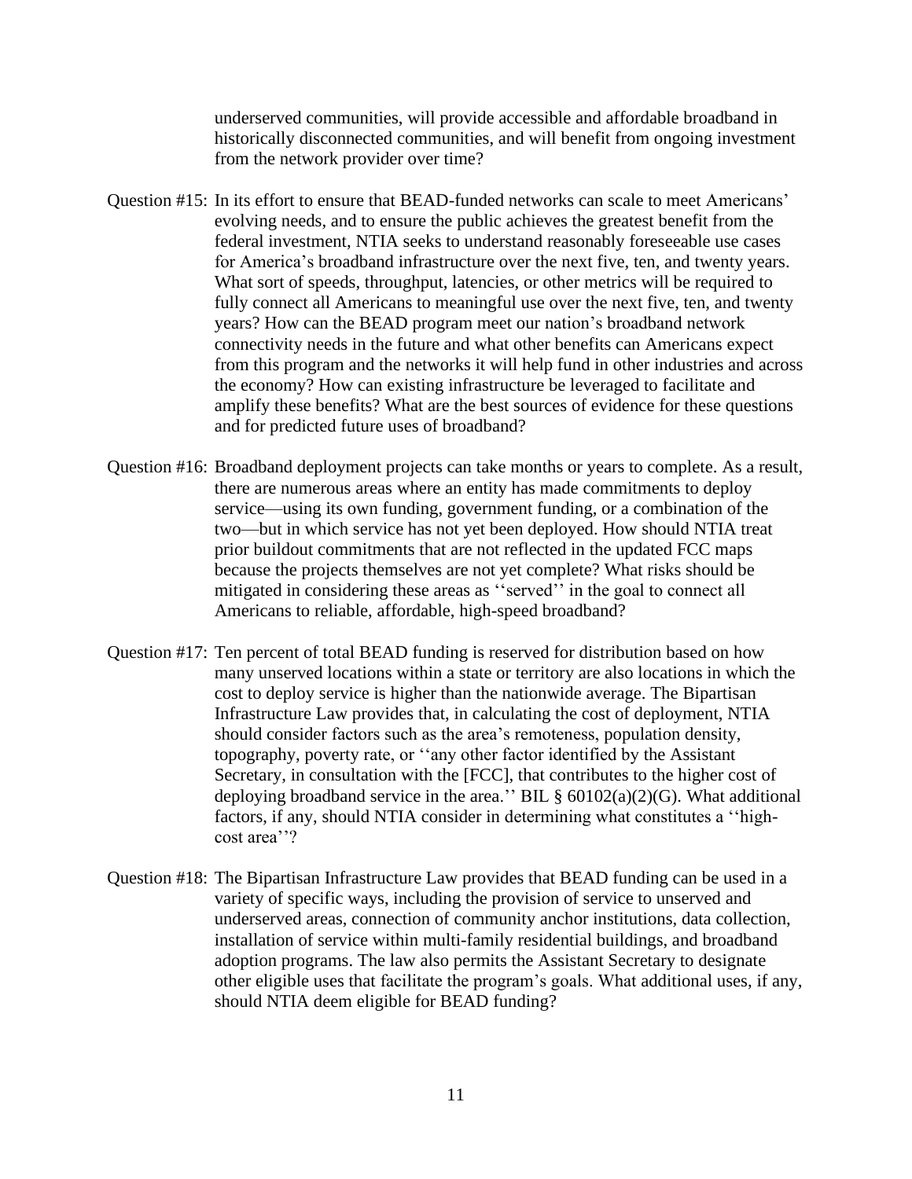underserved communities, will provide accessible and affordable broadband in historically disconnected communities, and will benefit from ongoing investment from the network provider over time?

Question #15: In its effort to ensure that BEAD-funded networks can scale to meet Americans' evolving needs, and to ensure the public achieves the greatest benefit from the federal investment, NTIA seeks to understand reasonably foreseeable use cases for America's broadband infrastructure over the next five, ten, and twenty years. What sort of speeds, throughput, latencies, or other metrics will be required to fully connect all Americans to meaningful use over the next five, ten, and twenty years? How can the BEAD program meet our nation's broadband network connectivity needs in the future and what other benefits can Americans expect from this program and the networks it will help fund in other industries and across the economy? How can existing infrastructure be leveraged to facilitate and amplify these benefits? What are the best sources of evidence for these questions and for predicted future uses of broadband?

Question #16: Broadband deployment projects can take months or years to complete. As a result, there are numerous areas where an entity has made commitments to deploy service—using its own funding, government funding, or a combination of the two—but in which service has not yet been deployed. How should NTIA treat prior buildout commitments that are not reflected in the updated FCC maps because the projects themselves are not yet complete? What risks should be mitigated in considering these areas as ''served'' in the goal to connect all Americans to reliable, affordable, high-speed broadband?

Question #17: Ten percent of total BEAD funding is reserved for distribution based on how many unserved locations within a state or territory are also locations in which the cost to deploy service is higher than the nationwide average. The Bipartisan Infrastructure Law provides that, in calculating the cost of deployment, NTIA should consider factors such as the area's remoteness, population density, topography, poverty rate, or ''any other factor identified by the Assistant Secretary, in consultation with the [FCC], that contributes to the higher cost of deploying broadband service in the area.'' BIL § 60102(a)(2)(G). What additional factors, if any, should NTIA consider in determining what constitutes a ''high-cost area''?

Question #18: The Bipartisan Infrastructure Law provides that BEAD funding can be used in a variety of specific ways, including the provision of service to unserved and underserved areas, connection of community anchor institutions, data collection, installation of service within multi-family residential buildings, and broadband adoption programs. The law also permits the Assistant Secretary to designate other eligible uses that facilitate the program's goals. What additional uses, if any, should NTIA deem eligible for BEAD funding?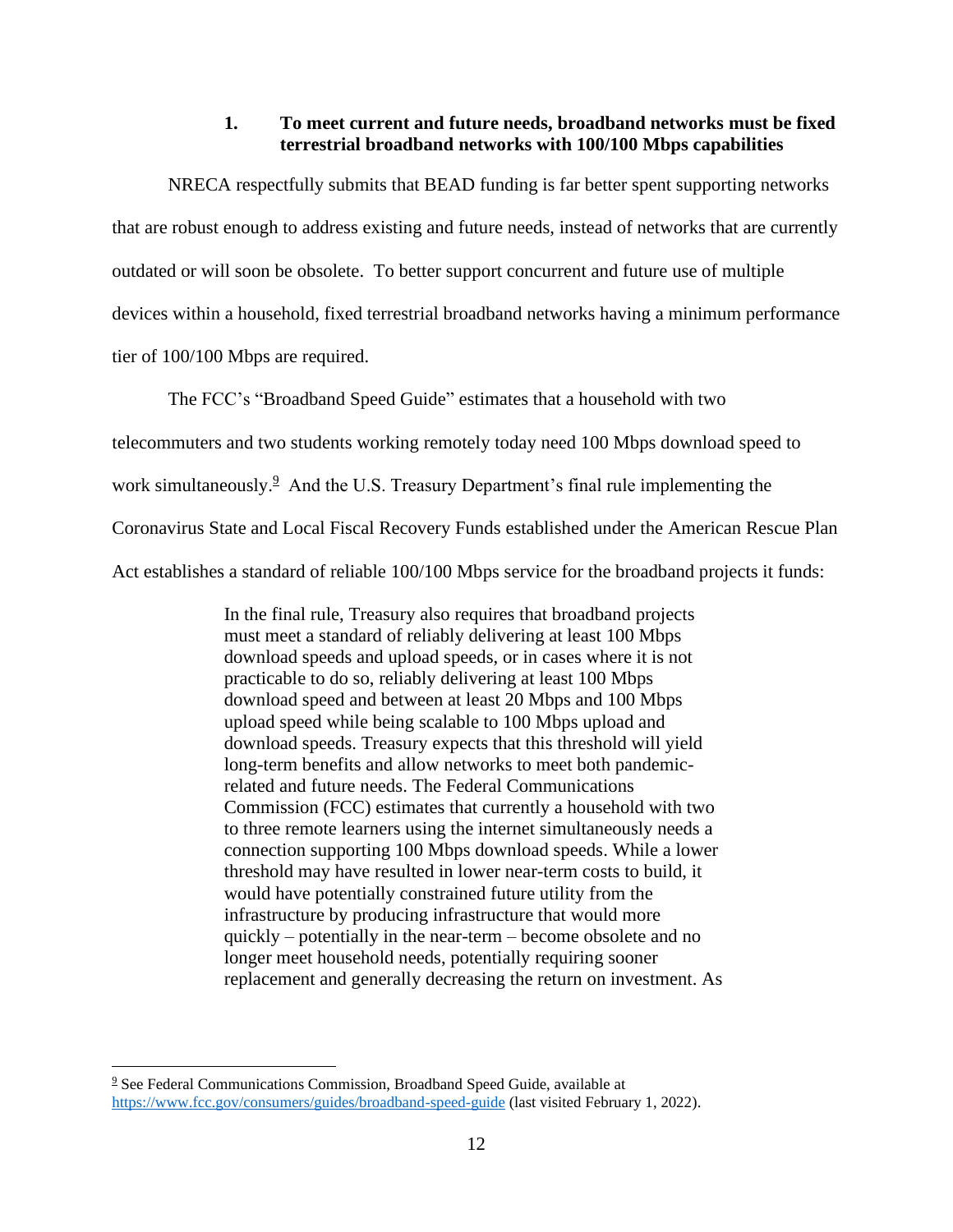### 1. To meet current and future needs, broadband networks must be fixed terrestrial broadband networks with 100/100 Mbps capabilities

NRECA respectfully submits that BEAD funding is far better spent supporting networks that are robust enough to address existing and future needs, instead of networks that are currently outdated or will soon be obsolete. To better support concurrent and future use of multiple devices within a household, fixed terrestrial broadband networks having a minimum performance tier of 100/100 Mbps are required.

The FCC's "Broadband Speed Guide" estimates that a household with two telecommuters and two students working remotely today need 100 Mbps download speed to work simultaneously.[9] And the U.S. Treasury Department's final rule implementing the Coronavirus State and Local Fiscal Recovery Funds established under the American Rescue Plan Act establishes a standard of reliable 100/100 Mbps service for the broadband projects it funds:

> In the final rule, Treasury also requires that broadband projects must meet a standard of reliably delivering at least 100 Mbps download speeds and upload speeds, or in cases where it is not practicable to do so, reliably delivering at least 100 Mbps download speed and between at least 20 Mbps and 100 Mbps upload speed while being scalable to 100 Mbps upload and download speeds. Treasury expects that this threshold will yield long-term benefits and allow networks to meet both pandemic-related and future needs. The Federal Communications Commission (FCC) estimates that currently a household with two to three remote learners using the internet simultaneously needs a connection supporting 100 Mbps download speeds. While a lower threshold may have resulted in lower near-term costs to build, it would have potentially constrained future utility from the infrastructure by producing infrastructure that would more quickly – potentially in the near-term – become obsolete and no longer meet household needs, potentially requiring sooner replacement and generally decreasing the return on investment. As

---

[9] See Federal Communications Commission, Broadband Speed Guide, available at https://www.fcc.gov/consumers/guides/broadband-speed-guide (last visited February 1, 2022).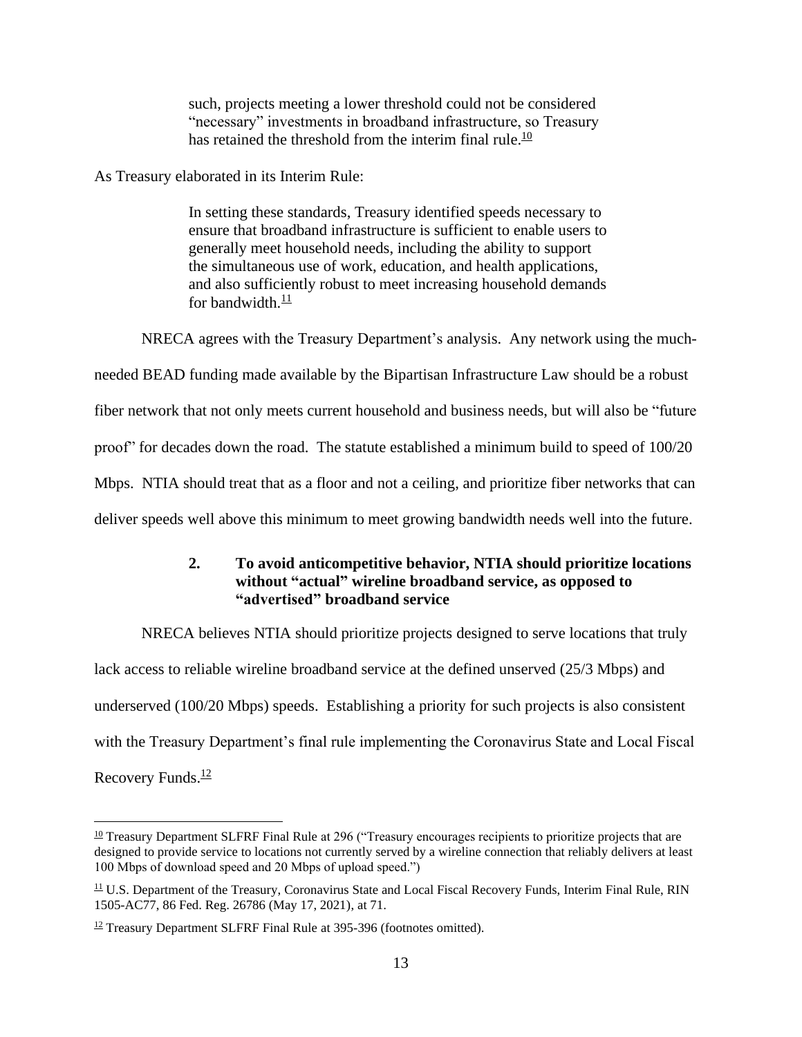> such, projects meeting a lower threshold could not be considered "necessary" investments in broadband infrastructure, so Treasury has retained the threshold from the interim final rule.[10]

As Treasury elaborated in its Interim Rule:

> In setting these standards, Treasury identified speeds necessary to ensure that broadband infrastructure is sufficient to enable users to generally meet household needs, including the ability to support the simultaneous use of work, education, and health applications, and also sufficiently robust to meet increasing household demands for bandwidth.[11]

NRECA agrees with the Treasury Department's analysis. Any network using the much-needed BEAD funding made available by the Bipartisan Infrastructure Law should be a robust fiber network that not only meets current household and business needs, but will also be "future proof" for decades down the road. The statute established a minimum build to speed of 100/20 Mbps. NTIA should treat that as a floor and not a ceiling, and prioritize fiber networks that can deliver speeds well above this minimum to meet growing bandwidth needs well into the future.

### 2. To avoid anticompetitive behavior, NTIA should prioritize locations without "actual" wireline broadband service, as opposed to "advertised" broadband service

NRECA believes NTIA should prioritize projects designed to serve locations that truly lack access to reliable wireline broadband service at the defined unserved (25/3 Mbps) and underserved (100/20 Mbps) speeds. Establishing a priority for such projects is also consistent with the Treasury Department's final rule implementing the Coronavirus State and Local Fiscal Recovery Funds.[12]

---

[10] Treasury Department SLFRF Final Rule at 296 ("Treasury encourages recipients to prioritize projects that are designed to provide service to locations not currently served by a wireline connection that reliably delivers at least 100 Mbps of download speed and 20 Mbps of upload speed.")

[11] U.S. Department of the Treasury, Coronavirus State and Local Fiscal Recovery Funds, Interim Final Rule, RIN 1505-AC77, 86 Fed. Reg. 26786 (May 17, 2021), at 71.

[12] Treasury Department SLFRF Final Rule at 395-396 (footnotes omitted).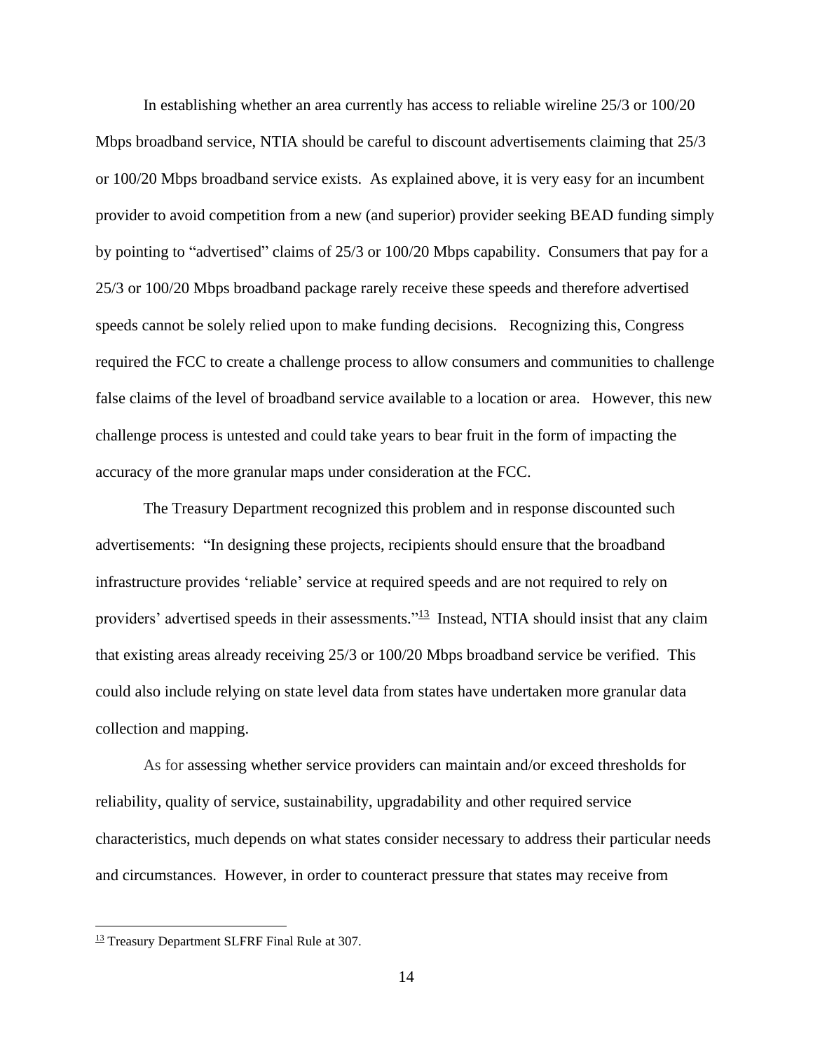In establishing whether an area currently has access to reliable wireline 25/3 or 100/20 Mbps broadband service, NTIA should be careful to discount advertisements claiming that 25/3 or 100/20 Mbps broadband service exists. As explained above, it is very easy for an incumbent provider to avoid competition from a new (and superior) provider seeking BEAD funding simply by pointing to "advertised" claims of 25/3 or 100/20 Mbps capability. Consumers that pay for a 25/3 or 100/20 Mbps broadband package rarely receive these speeds and therefore advertised speeds cannot be solely relied upon to make funding decisions. Recognizing this, Congress required the FCC to create a challenge process to allow consumers and communities to challenge false claims of the level of broadband service available to a location or area. However, this new challenge process is untested and could take years to bear fruit in the form of impacting the accuracy of the more granular maps under consideration at the FCC.

The Treasury Department recognized this problem and in response discounted such advertisements: "In designing these projects, recipients should ensure that the broadband infrastructure provides 'reliable' service at required speeds and are not required to rely on providers' advertised speeds in their assessments."[13] Instead, NTIA should insist that any claim that existing areas already receiving 25/3 or 100/20 Mbps broadband service be verified. This could also include relying on state level data from states have undertaken more granular data collection and mapping.

As for assessing whether service providers can maintain and/or exceed thresholds for reliability, quality of service, sustainability, upgradability and other required service characteristics, much depends on what states consider necessary to address their particular needs and circumstances. However, in order to counteract pressure that states may receive from

[13] Treasury Department SLFRF Final Rule at 307.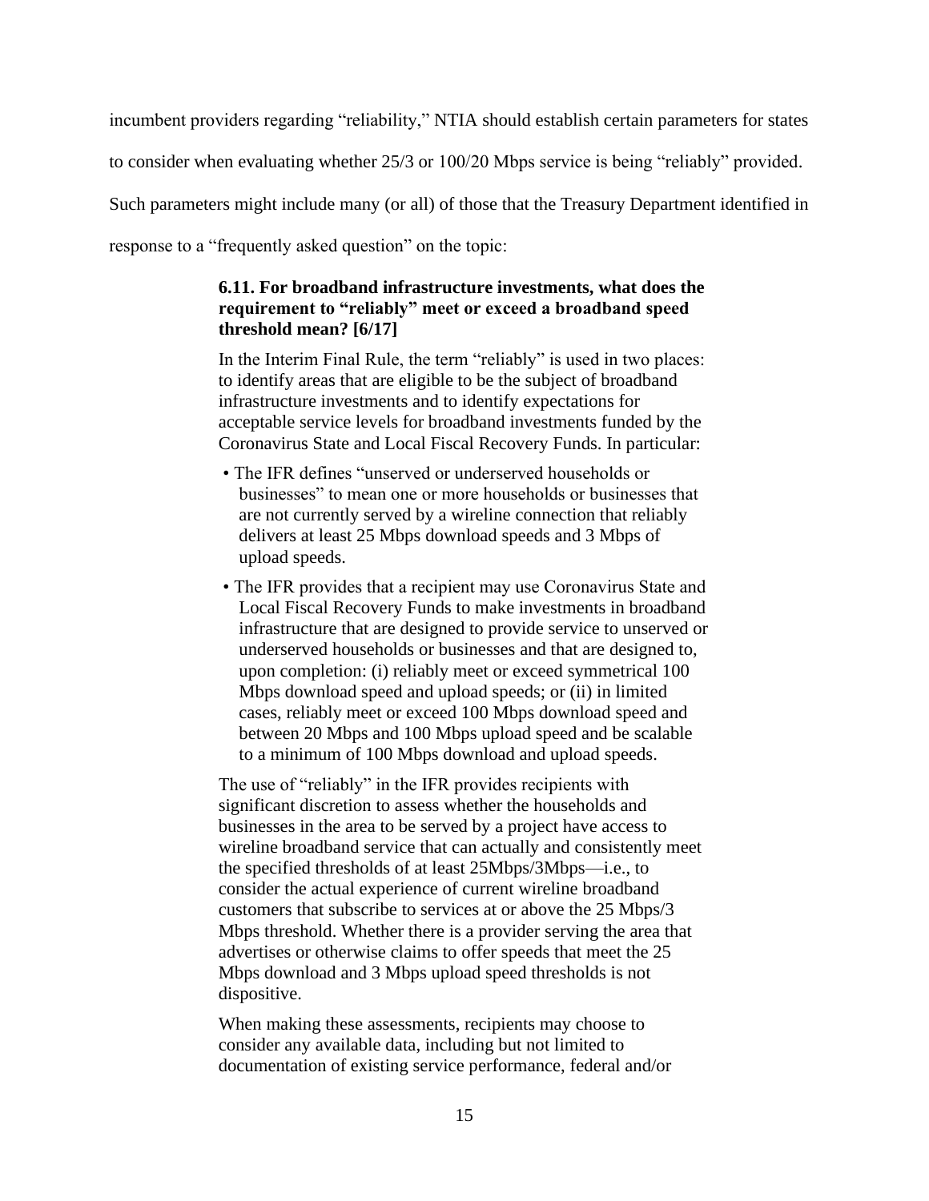incumbent providers regarding "reliability," NTIA should establish certain parameters for states to consider when evaluating whether 25/3 or 100/20 Mbps service is being "reliably" provided. Such parameters might include many (or all) of those that the Treasury Department identified in response to a "frequently asked question" on the topic:

> **6.11. For broadband infrastructure investments, what does the requirement to "reliably" meet or exceed a broadband speed threshold mean? [6/17]**
>
> In the Interim Final Rule, the term "reliably" is used in two places: to identify areas that are eligible to be the subject of broadband infrastructure investments and to identify expectations for acceptable service levels for broadband investments funded by the Coronavirus State and Local Fiscal Recovery Funds. In particular:
>
> - The IFR defines "unserved or underserved households or businesses" to mean one or more households or businesses that are not currently served by a wireline connection that reliably delivers at least 25 Mbps download speeds and 3 Mbps of upload speeds.
> - The IFR provides that a recipient may use Coronavirus State and Local Fiscal Recovery Funds to make investments in broadband infrastructure that are designed to provide service to unserved or underserved households or businesses and that are designed to, upon completion: (i) reliably meet or exceed symmetrical 100 Mbps download speed and upload speeds; or (ii) in limited cases, reliably meet or exceed 100 Mbps download speed and between 20 Mbps and 100 Mbps upload speed and be scalable to a minimum of 100 Mbps download and upload speeds.
>
> The use of "reliably" in the IFR provides recipients with significant discretion to assess whether the households and businesses in the area to be served by a project have access to wireline broadband service that can actually and consistently meet the specified thresholds of at least 25Mbps/3Mbps—i.e., to consider the actual experience of current wireline broadband customers that subscribe to services at or above the 25 Mbps/3 Mbps threshold. Whether there is a provider serving the area that advertises or otherwise claims to offer speeds that meet the 25 Mbps download and 3 Mbps upload speed thresholds is not dispositive.
>
> When making these assessments, recipients may choose to consider any available data, including but not limited to documentation of existing service performance, federal and/or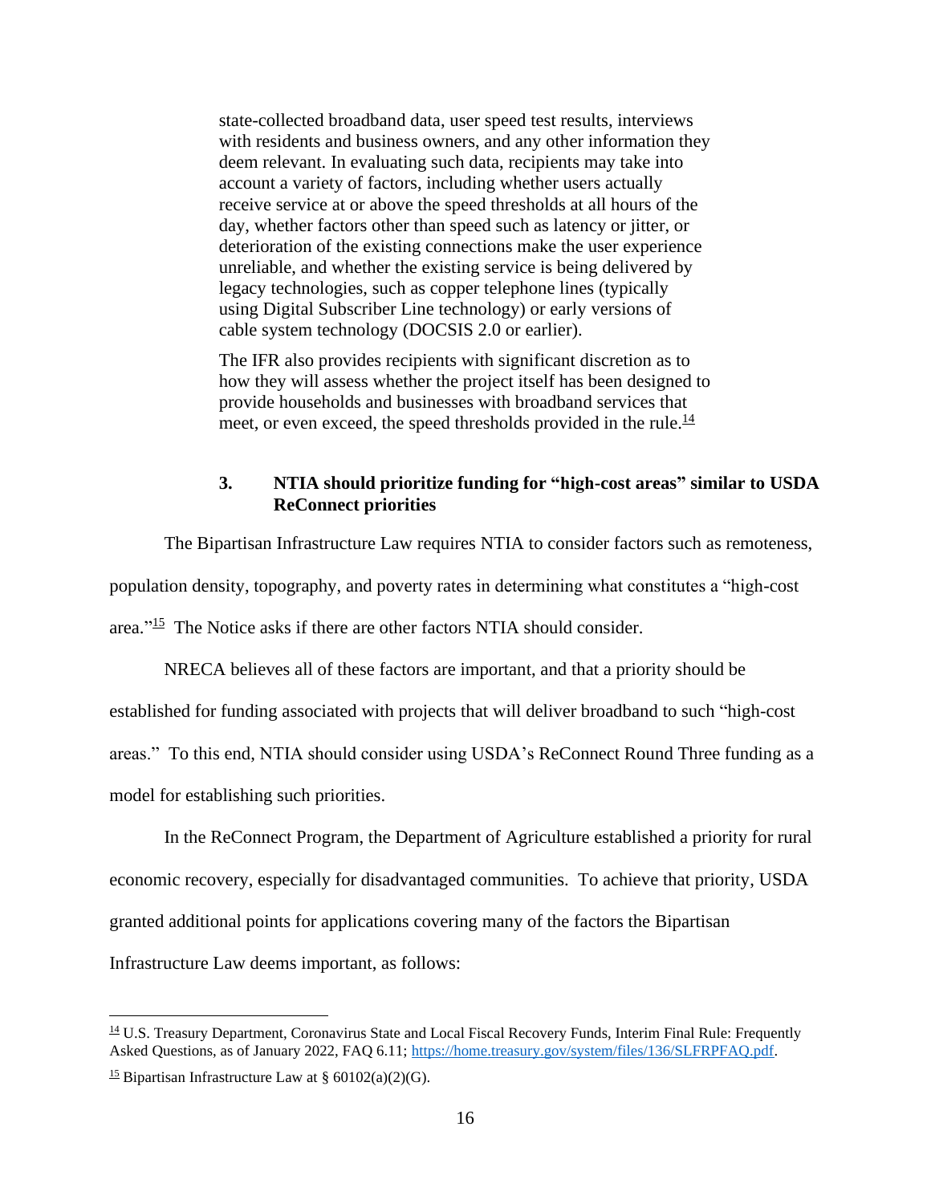> state-collected broadband data, user speed test results, interviews with residents and business owners, and any other information they deem relevant. In evaluating such data, recipients may take into account a variety of factors, including whether users actually receive service at or above the speed thresholds at all hours of the day, whether factors other than speed such as latency or jitter, or deterioration of the existing connections make the user experience unreliable, and whether the existing service is being delivered by legacy technologies, such as copper telephone lines (typically using Digital Subscriber Line technology) or early versions of cable system technology (DOCSIS 2.0 or earlier).
>
> The IFR also provides recipients with significant discretion as to how they will assess whether the project itself has been designed to provide households and businesses with broadband services that meet, or even exceed, the speed thresholds provided in the rule.[14]

### 3. NTIA should prioritize funding for "high-cost areas" similar to USDA ReConnect priorities

The Bipartisan Infrastructure Law requires NTIA to consider factors such as remoteness, population density, topography, and poverty rates in determining what constitutes a "high-cost area."[15] The Notice asks if there are other factors NTIA should consider.

NRECA believes all of these factors are important, and that a priority should be established for funding associated with projects that will deliver broadband to such "high-cost areas." To this end, NTIA should consider using USDA's ReConnect Round Three funding as a model for establishing such priorities.

In the ReConnect Program, the Department of Agriculture established a priority for rural economic recovery, especially for disadvantaged communities. To achieve that priority, USDA granted additional points for applications covering many of the factors the Bipartisan Infrastructure Law deems important, as follows:

---

[14] U.S. Treasury Department, Coronavirus State and Local Fiscal Recovery Funds, Interim Final Rule: Frequently Asked Questions, as of January 2022, FAQ 6.11; https://home.treasury.gov/system/files/136/SLFRPFAQ.pdf.

[15] Bipartisan Infrastructure Law at § 60102(a)(2)(G).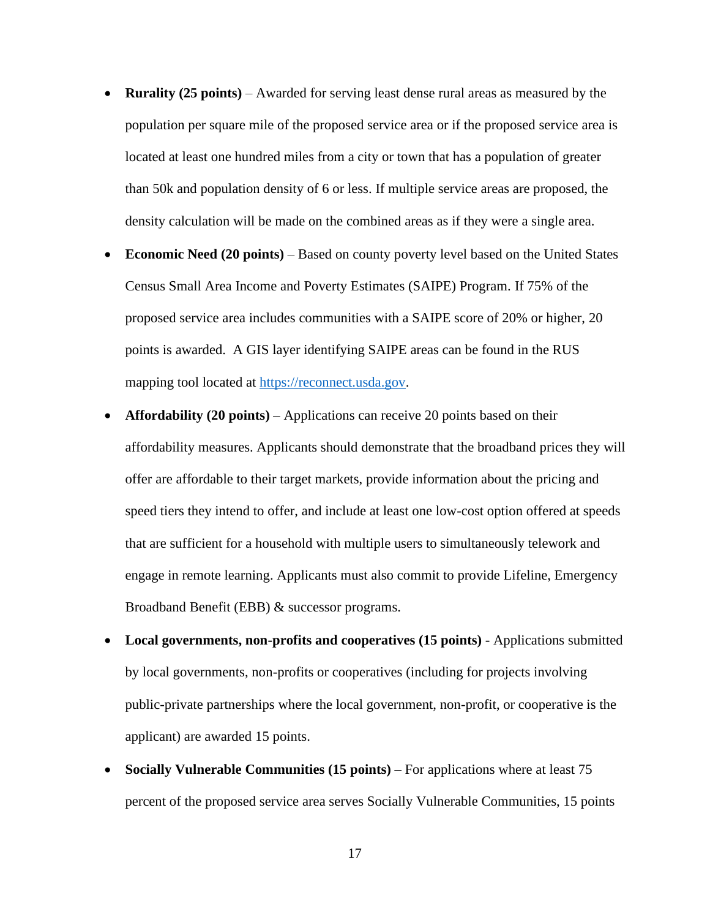- **Rurality (25 points)** – Awarded for serving least dense rural areas as measured by the population per square mile of the proposed service area or if the proposed service area is located at least one hundred miles from a city or town that has a population of greater than 50k and population density of 6 or less. If multiple service areas are proposed, the density calculation will be made on the combined areas as if they were a single area.
- **Economic Need (20 points)** – Based on county poverty level based on the United States Census Small Area Income and Poverty Estimates (SAIPE) Program. If 75% of the proposed service area includes communities with a SAIPE score of 20% or higher, 20 points is awarded. A GIS layer identifying SAIPE areas can be found in the RUS mapping tool located at [https://reconnect.usda.gov](https://reconnect.usda.gov).
- **Affordability (20 points)** – Applications can receive 20 points based on their affordability measures. Applicants should demonstrate that the broadband prices they will offer are affordable to their target markets, provide information about the pricing and speed tiers they intend to offer, and include at least one low-cost option offered at speeds that are sufficient for a household with multiple users to simultaneously telework and engage in remote learning. Applicants must also commit to provide Lifeline, Emergency Broadband Benefit (EBB) & successor programs.
- **Local governments, non-profits and cooperatives (15 points)** - Applications submitted by local governments, non-profits or cooperatives (including for projects involving public-private partnerships where the local government, non-profit, or cooperative is the applicant) are awarded 15 points.
- **Socially Vulnerable Communities (15 points)** – For applications where at least 75 percent of the proposed service area serves Socially Vulnerable Communities, 15 points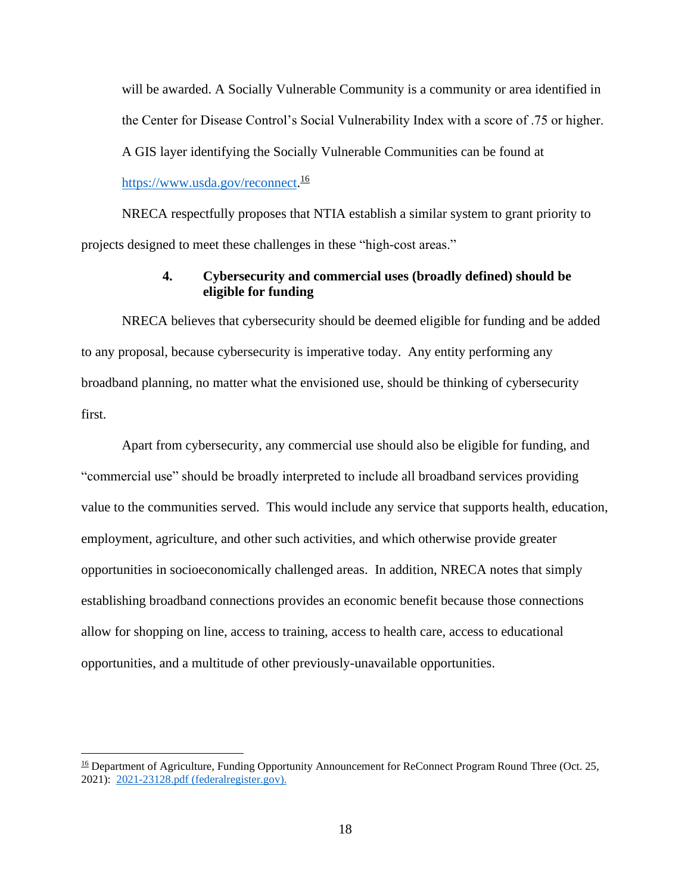will be awarded. A Socially Vulnerable Community is a community or area identified in the Center for Disease Control's Social Vulnerability Index with a score of .75 or higher. A GIS layer identifying the Socially Vulnerable Communities can be found at https://www.usda.gov/reconnect.[16]

NRECA respectfully proposes that NTIA establish a similar system to grant priority to projects designed to meet these challenges in these "high-cost areas."

### 4. Cybersecurity and commercial uses (broadly defined) should be eligible for funding

NRECA believes that cybersecurity should be deemed eligible for funding and be added to any proposal, because cybersecurity is imperative today. Any entity performing any broadband planning, no matter what the envisioned use, should be thinking of cybersecurity first.

Apart from cybersecurity, any commercial use should also be eligible for funding, and "commercial use" should be broadly interpreted to include all broadband services providing value to the communities served. This would include any service that supports health, education, employment, agriculture, and other such activities, and which otherwise provide greater opportunities in socioeconomically challenged areas. In addition, NRECA notes that simply establishing broadband connections provides an economic benefit because those connections allow for shopping on line, access to training, access to health care, access to educational opportunities, and a multitude of other previously-unavailable opportunities.

---

[16] Department of Agriculture, Funding Opportunity Announcement for ReConnect Program Round Three (Oct. 25, 2021): 2021-23128.pdf (federalregister.gov).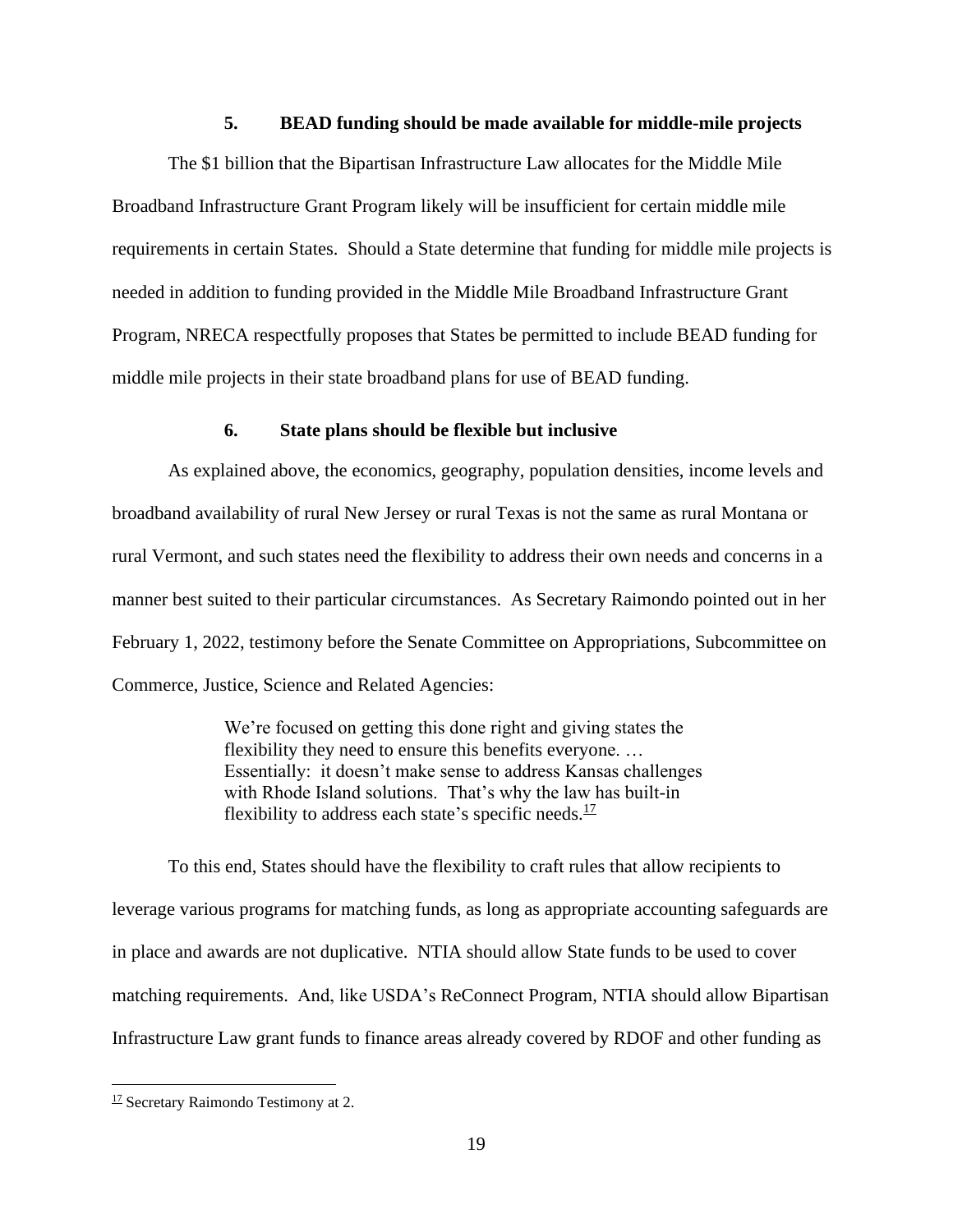### 5. BEAD funding should be made available for middle-mile projects

The $1 billion that the Bipartisan Infrastructure Law allocates for the Middle Mile Broadband Infrastructure Grant Program likely will be insufficient for certain middle mile requirements in certain States. Should a State determine that funding for middle mile projects is needed in addition to funding provided in the Middle Mile Broadband Infrastructure Grant Program, NRECA respectfully proposes that States be permitted to include BEAD funding for middle mile projects in their state broadband plans for use of BEAD funding.

### 6. State plans should be flexible but inclusive

As explained above, the economics, geography, population densities, income levels and broadband availability of rural New Jersey or rural Texas is not the same as rural Montana or rural Vermont, and such states need the flexibility to address their own needs and concerns in a manner best suited to their particular circumstances. As Secretary Raimondo pointed out in her February 1, 2022, testimony before the Senate Committee on Appropriations, Subcommittee on Commerce, Justice, Science and Related Agencies:

> We're focused on getting this done right and giving states the flexibility they need to ensure this benefits everyone. … Essentially: it doesn't make sense to address Kansas challenges with Rhode Island solutions. That's why the law has built-in flexibility to address each state's specific needs.[17]

To this end, States should have the flexibility to craft rules that allow recipients to leverage various programs for matching funds, as long as appropriate accounting safeguards are in place and awards are not duplicative. NTIA should allow State funds to be used to cover matching requirements. And, like USDA's ReConnect Program, NTIA should allow Bipartisan Infrastructure Law grant funds to finance areas already covered by RDOF and other funding as

---

[17] Secretary Raimondo Testimony at 2.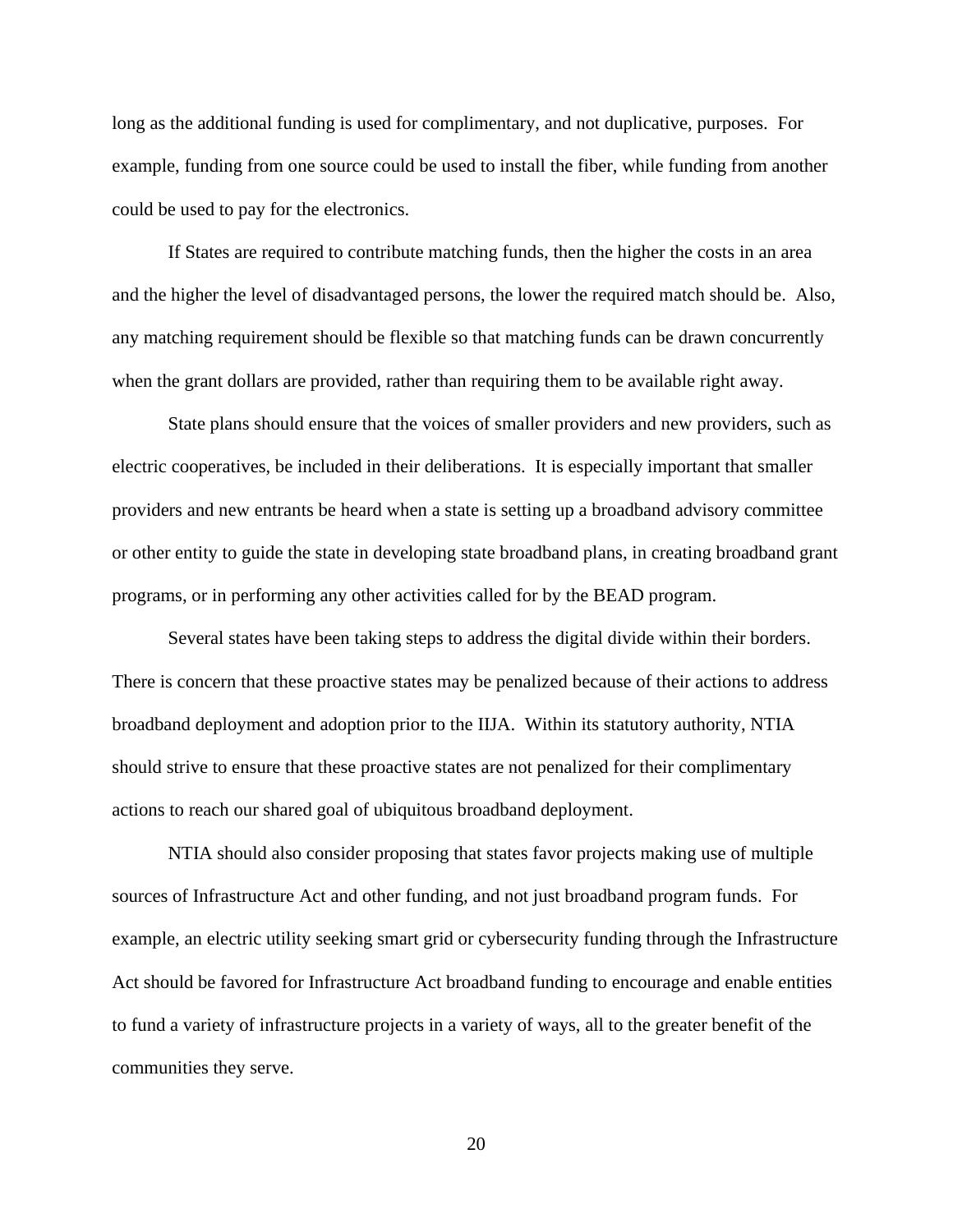long as the additional funding is used for complimentary, and not duplicative, purposes. For example, funding from one source could be used to install the fiber, while funding from another could be used to pay for the electronics.

If States are required to contribute matching funds, then the higher the costs in an area and the higher the level of disadvantaged persons, the lower the required match should be. Also, any matching requirement should be flexible so that matching funds can be drawn concurrently when the grant dollars are provided, rather than requiring them to be available right away.

State plans should ensure that the voices of smaller providers and new providers, such as electric cooperatives, be included in their deliberations. It is especially important that smaller providers and new entrants be heard when a state is setting up a broadband advisory committee or other entity to guide the state in developing state broadband plans, in creating broadband grant programs, or in performing any other activities called for by the BEAD program.

Several states have been taking steps to address the digital divide within their borders. There is concern that these proactive states may be penalized because of their actions to address broadband deployment and adoption prior to the IIJA. Within its statutory authority, NTIA should strive to ensure that these proactive states are not penalized for their complimentary actions to reach our shared goal of ubiquitous broadband deployment.

NTIA should also consider proposing that states favor projects making use of multiple sources of Infrastructure Act and other funding, and not just broadband program funds. For example, an electric utility seeking smart grid or cybersecurity funding through the Infrastructure Act should be favored for Infrastructure Act broadband funding to encourage and enable entities to fund a variety of infrastructure projects in a variety of ways, all to the greater benefit of the communities they serve.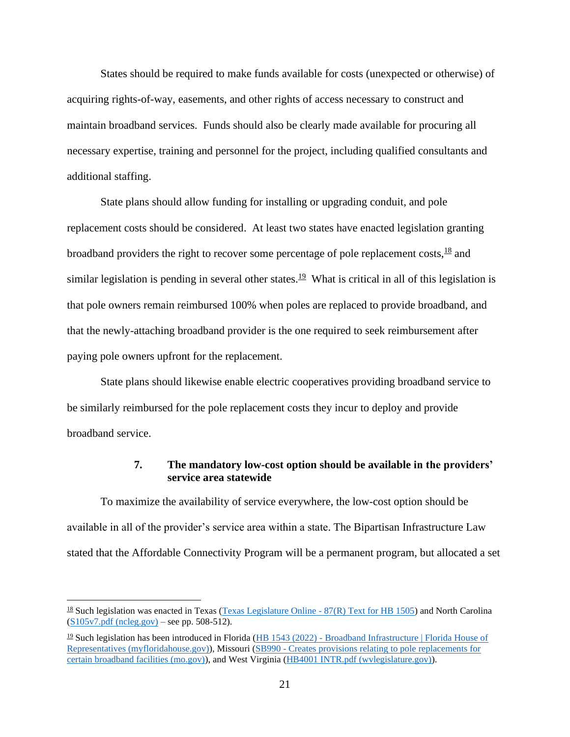States should be required to make funds available for costs (unexpected or otherwise) of acquiring rights-of-way, easements, and other rights of access necessary to construct and maintain broadband services. Funds should also be clearly made available for procuring all necessary expertise, training and personnel for the project, including qualified consultants and additional staffing.

State plans should allow funding for installing or upgrading conduit, and pole replacement costs should be considered. At least two states have enacted legislation granting broadband providers the right to recover some percentage of pole replacement costs,[18] and similar legislation is pending in several other states.[19] What is critical in all of this legislation is that pole owners remain reimbursed 100% when poles are replaced to provide broadband, and that the newly-attaching broadband provider is the one required to seek reimbursement after paying pole owners upfront for the replacement.

State plans should likewise enable electric cooperatives providing broadband service to be similarly reimbursed for the pole replacement costs they incur to deploy and provide broadband service.

### 7. The mandatory low-cost option should be available in the providers' service area statewide

To maximize the availability of service everywhere, the low-cost option should be available in all of the provider's service area within a state. The Bipartisan Infrastructure Law stated that the Affordable Connectivity Program will be a permanent program, but allocated a set

---

[18] Such legislation was enacted in Texas (Texas Legislature Online - 87(R) Text for HB 1505) and North Carolina (S105v7.pdf (ncleg.gov) – see pp. 508-512).

[19] Such legislation has been introduced in Florida (HB 1543 (2022) - Broadband Infrastructure | Florida House of Representatives (myfloridahouse.gov)), Missouri (SB990 - Creates provisions relating to pole replacements for certain broadband facilities (mo.gov)), and West Virginia (HB4001 INTR.pdf (wvlegislature.gov)).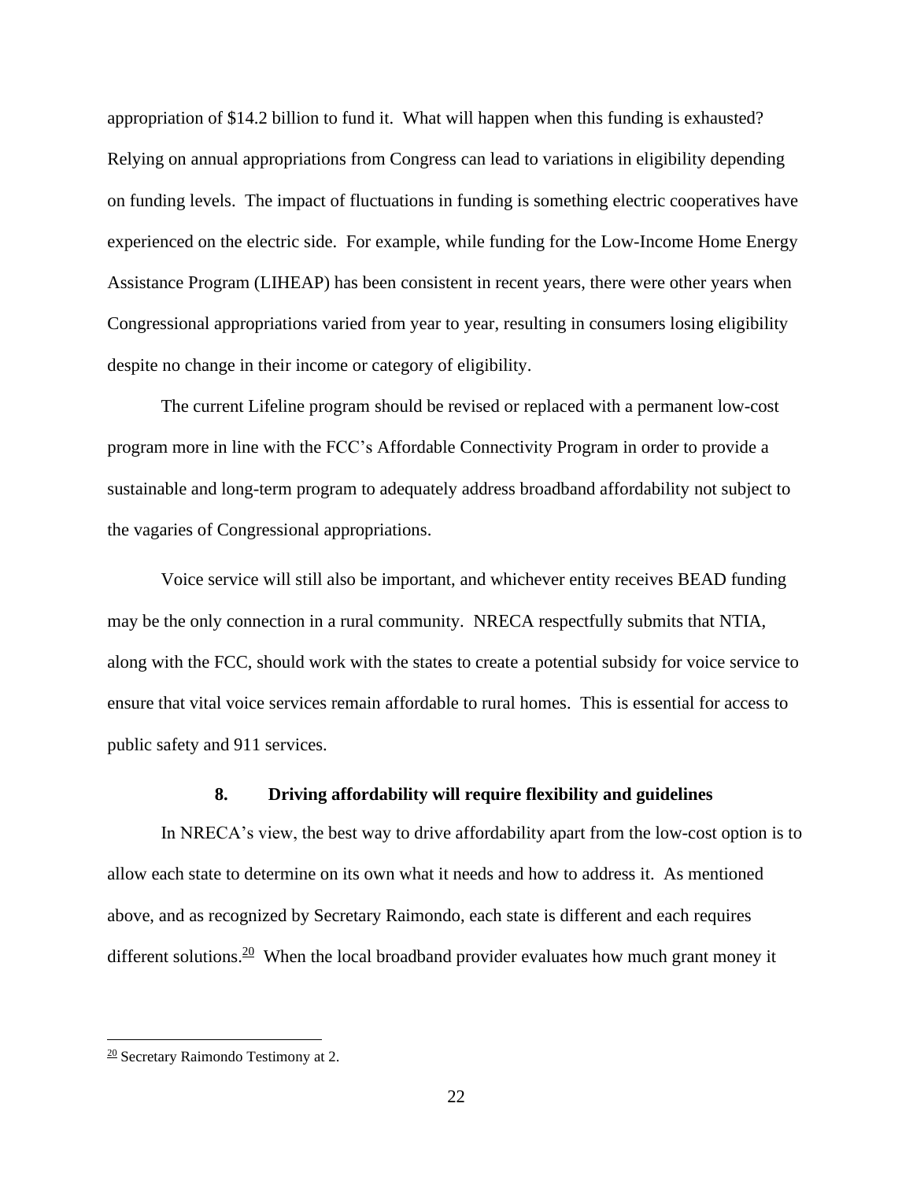appropriation of $14.2 billion to fund it. What will happen when this funding is exhausted? Relying on annual appropriations from Congress can lead to variations in eligibility depending on funding levels. The impact of fluctuations in funding is something electric cooperatives have experienced on the electric side. For example, while funding for the Low-Income Home Energy Assistance Program (LIHEAP) has been consistent in recent years, there were other years when Congressional appropriations varied from year to year, resulting in consumers losing eligibility despite no change in their income or category of eligibility.

The current Lifeline program should be revised or replaced with a permanent low-cost program more in line with the FCC's Affordable Connectivity Program in order to provide a sustainable and long-term program to adequately address broadband affordability not subject to the vagaries of Congressional appropriations.

Voice service will still also be important, and whichever entity receives BEAD funding may be the only connection in a rural community. NRECA respectfully submits that NTIA, along with the FCC, should work with the states to create a potential subsidy for voice service to ensure that vital voice services remain affordable to rural homes. This is essential for access to public safety and 911 services.

### 8. Driving affordability will require flexibility and guidelines

In NRECA's view, the best way to drive affordability apart from the low-cost option is to allow each state to determine on its own what it needs and how to address it. As mentioned above, and as recognized by Secretary Raimondo, each state is different and each requires different solutions.[20] When the local broadband provider evaluates how much grant money it

[20] Secretary Raimondo Testimony at 2.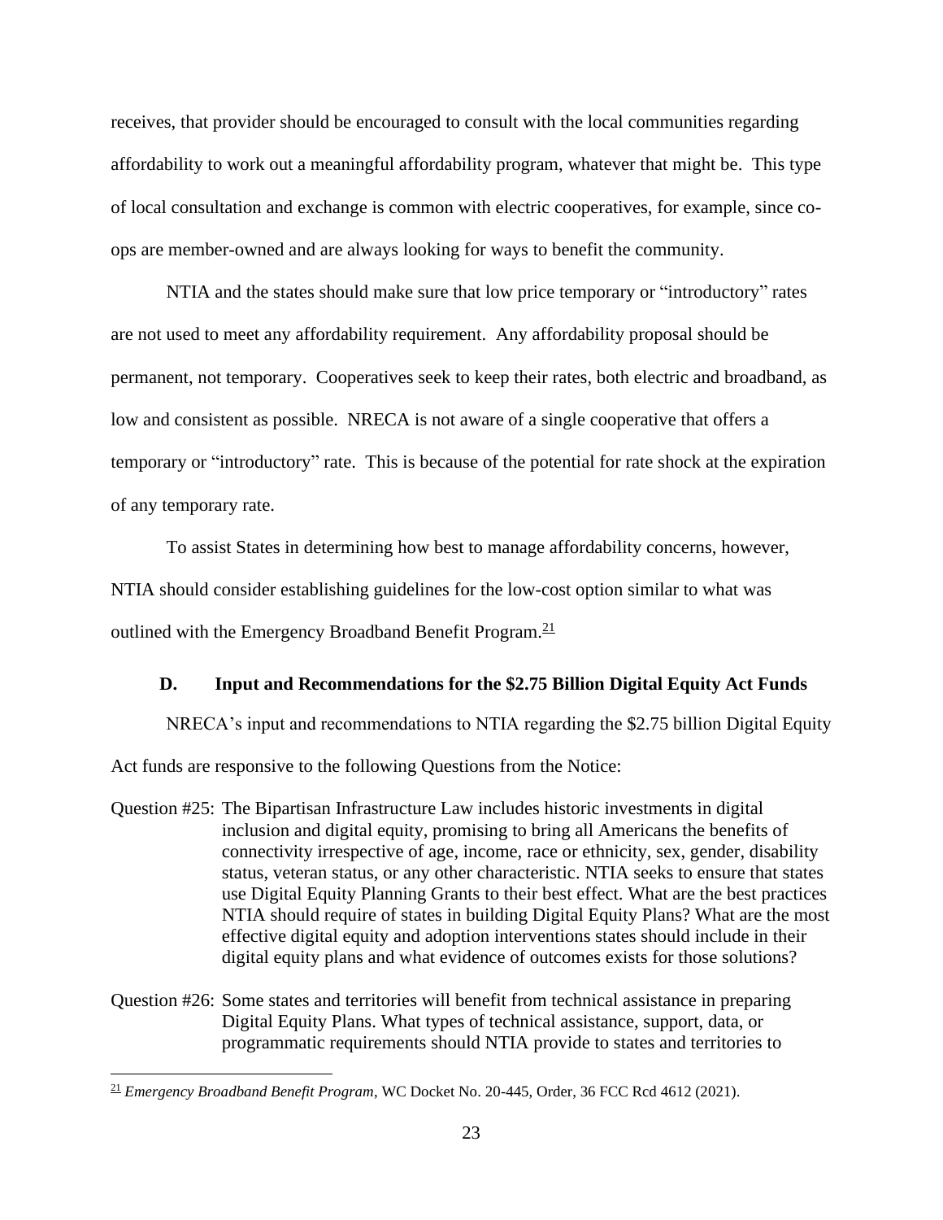receives, that provider should be encouraged to consult with the local communities regarding affordability to work out a meaningful affordability program, whatever that might be. This type of local consultation and exchange is common with electric cooperatives, for example, since co-ops are member-owned and are always looking for ways to benefit the community.

NTIA and the states should make sure that low price temporary or "introductory" rates are not used to meet any affordability requirement. Any affordability proposal should be permanent, not temporary. Cooperatives seek to keep their rates, both electric and broadband, as low and consistent as possible. NRECA is not aware of a single cooperative that offers a temporary or "introductory" rate. This is because of the potential for rate shock at the expiration of any temporary rate.

To assist States in determining how best to manage affordability concerns, however, NTIA should consider establishing guidelines for the low-cost option similar to what was outlined with the Emergency Broadband Benefit Program.[21]

### D. Input and Recommendations for the $2.75 Billion Digital Equity Act Funds

NRECA's input and recommendations to NTIA regarding the $2.75 billion Digital Equity Act funds are responsive to the following Questions from the Notice:

Question #25: The Bipartisan Infrastructure Law includes historic investments in digital inclusion and digital equity, promising to bring all Americans the benefits of connectivity irrespective of age, income, race or ethnicity, sex, gender, disability status, veteran status, or any other characteristic. NTIA seeks to ensure that states use Digital Equity Planning Grants to their best effect. What are the best practices NTIA should require of states in building Digital Equity Plans? What are the most effective digital equity and adoption interventions states should include in their digital equity plans and what evidence of outcomes exists for those solutions?

Question #26: Some states and territories will benefit from technical assistance in preparing Digital Equity Plans. What types of technical assistance, support, data, or programmatic requirements should NTIA provide to states and territories to

---

[21] *Emergency Broadband Benefit Program*, WC Docket No. 20-445, Order, 36 FCC Rcd 4612 (2021).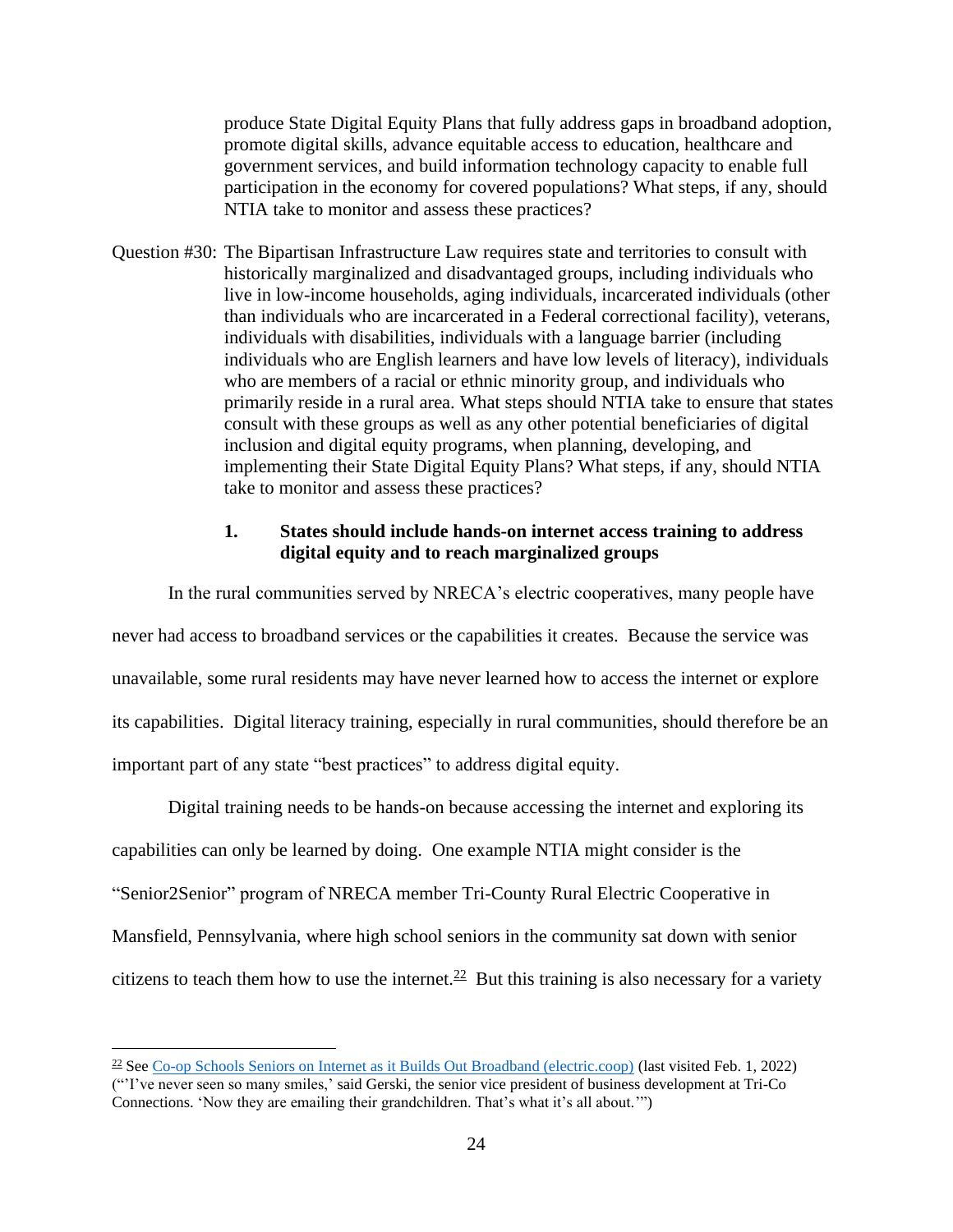produce State Digital Equity Plans that fully address gaps in broadband adoption, promote digital skills, advance equitable access to education, healthcare and government services, and build information technology capacity to enable full participation in the economy for covered populations? What steps, if any, should NTIA take to monitor and assess these practices?

Question #30: The Bipartisan Infrastructure Law requires state and territories to consult with historically marginalized and disadvantaged groups, including individuals who live in low-income households, aging individuals, incarcerated individuals (other than individuals who are incarcerated in a Federal correctional facility), veterans, individuals with disabilities, individuals with a language barrier (including individuals who are English learners and have low levels of literacy), individuals who are members of a racial or ethnic minority group, and individuals who primarily reside in a rural area. What steps should NTIA take to ensure that states consult with these groups as well as any other potential beneficiaries of digital inclusion and digital equity programs, when planning, developing, and implementing their State Digital Equity Plans? What steps, if any, should NTIA take to monitor and assess these practices?

### 1. States should include hands-on internet access training to address digital equity and to reach marginalized groups

In the rural communities served by NRECA's electric cooperatives, many people have never had access to broadband services or the capabilities it creates. Because the service was unavailable, some rural residents may have never learned how to access the internet or explore its capabilities. Digital literacy training, especially in rural communities, should therefore be an important part of any state "best practices" to address digital equity.

Digital training needs to be hands-on because accessing the internet and exploring its capabilities can only be learned by doing. One example NTIA might consider is the "Senior2Senior" program of NRECA member Tri-County Rural Electric Cooperative in Mansfield, Pennsylvania, where high school seniors in the community sat down with senior citizens to teach them how to use the internet.[22] But this training is also necessary for a variety

---

[22] See Co-op Schools Seniors on Internet as it Builds Out Broadband (electric.coop) (last visited Feb. 1, 2022) ("'I've never seen so many smiles,' said Gerski, the senior vice president of business development at Tri-Co Connections. 'Now they are emailing their grandchildren. That's what it's all about.'")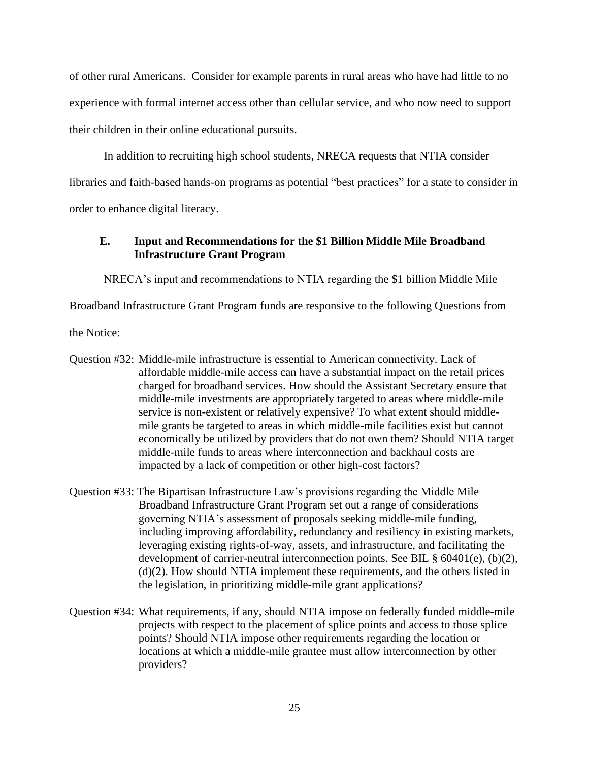of other rural Americans. Consider for example parents in rural areas who have had little to no experience with formal internet access other than cellular service, and who now need to support their children in their online educational pursuits.

In addition to recruiting high school students, NRECA requests that NTIA consider libraries and faith-based hands-on programs as potential "best practices" for a state to consider in order to enhance digital literacy.

### E. Input and Recommendations for the $1 Billion Middle Mile Broadband Infrastructure Grant Program

NRECA's input and recommendations to NTIA regarding the $1 billion Middle Mile Broadband Infrastructure Grant Program funds are responsive to the following Questions from the Notice:

Question #32: Middle-mile infrastructure is essential to American connectivity. Lack of affordable middle-mile access can have a substantial impact on the retail prices charged for broadband services. How should the Assistant Secretary ensure that middle-mile investments are appropriately targeted to areas where middle-mile service is non-existent or relatively expensive? To what extent should middle-mile grants be targeted to areas in which middle-mile facilities exist but cannot economically be utilized by providers that do not own them? Should NTIA target middle-mile funds to areas where interconnection and backhaul costs are impacted by a lack of competition or other high-cost factors?

Question #33: The Bipartisan Infrastructure Law's provisions regarding the Middle Mile Broadband Infrastructure Grant Program set out a range of considerations governing NTIA's assessment of proposals seeking middle-mile funding, including improving affordability, redundancy and resiliency in existing markets, leveraging existing rights-of-way, assets, and infrastructure, and facilitating the development of carrier-neutral interconnection points. See BIL § 60401(e), (b)(2), (d)(2). How should NTIA implement these requirements, and the others listed in the legislation, in prioritizing middle-mile grant applications?

Question #34: What requirements, if any, should NTIA impose on federally funded middle-mile projects with respect to the placement of splice points and access to those splice points? Should NTIA impose other requirements regarding the location or locations at which a middle-mile grantee must allow interconnection by other providers?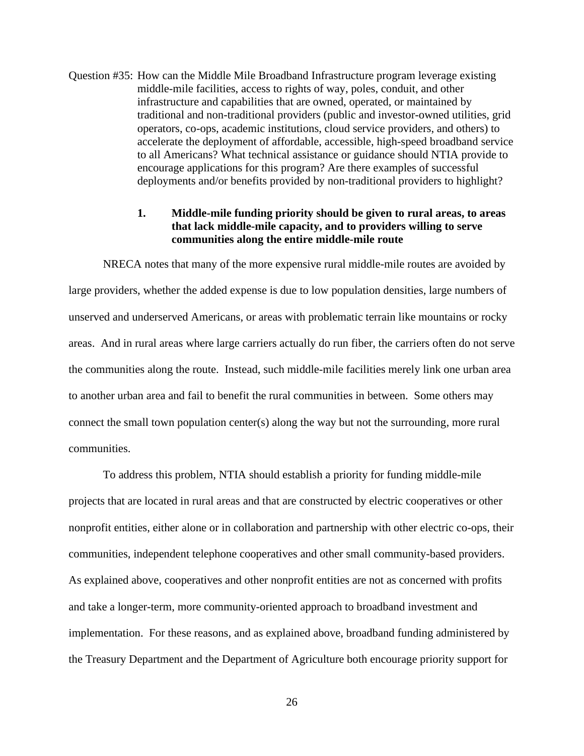Question #35: How can the Middle Mile Broadband Infrastructure program leverage existing middle-mile facilities, access to rights of way, poles, conduit, and other infrastructure and capabilities that are owned, operated, or maintained by traditional and non-traditional providers (public and investor-owned utilities, grid operators, co-ops, academic institutions, cloud service providers, and others) to accelerate the deployment of affordable, accessible, high-speed broadband service to all Americans? What technical assistance or guidance should NTIA provide to encourage applications for this program? Are there examples of successful deployments and/or benefits provided by non-traditional providers to highlight?

**1. Middle-mile funding priority should be given to rural areas, to areas that lack middle-mile capacity, and to providers willing to serve communities along the entire middle-mile route**

NRECA notes that many of the more expensive rural middle-mile routes are avoided by large providers, whether the added expense is due to low population densities, large numbers of unserved and underserved Americans, or areas with problematic terrain like mountains or rocky areas. And in rural areas where large carriers actually do run fiber, the carriers often do not serve the communities along the route. Instead, such middle-mile facilities merely link one urban area to another urban area and fail to benefit the rural communities in between. Some others may connect the small town population center(s) along the way but not the surrounding, more rural communities.

To address this problem, NTIA should establish a priority for funding middle-mile projects that are located in rural areas and that are constructed by electric cooperatives or other nonprofit entities, either alone or in collaboration and partnership with other electric co-ops, their communities, independent telephone cooperatives and other small community-based providers. As explained above, cooperatives and other nonprofit entities are not as concerned with profits and take a longer-term, more community-oriented approach to broadband investment and implementation. For these reasons, and as explained above, broadband funding administered by the Treasury Department and the Department of Agriculture both encourage priority support for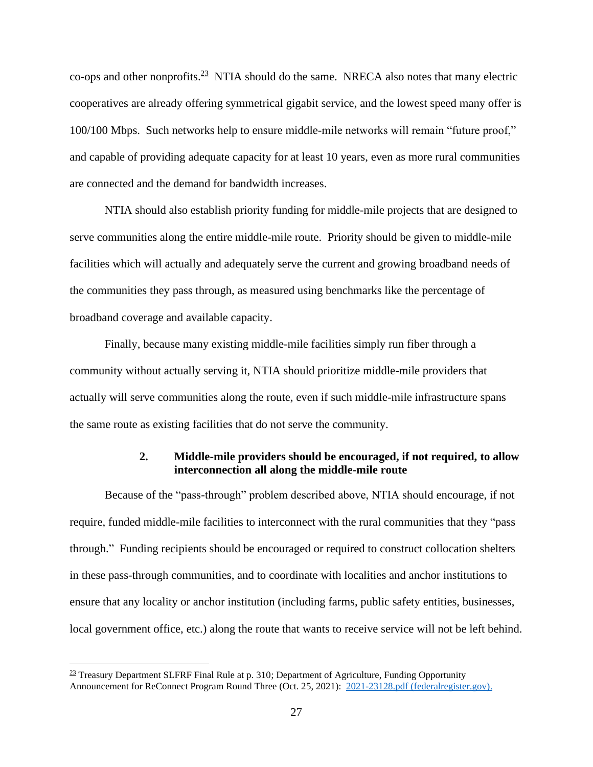co-ops and other nonprofits.[23] NTIA should do the same. NRECA also notes that many electric cooperatives are already offering symmetrical gigabit service, and the lowest speed many offer is 100/100 Mbps. Such networks help to ensure middle-mile networks will remain "future proof," and capable of providing adequate capacity for at least 10 years, even as more rural communities are connected and the demand for bandwidth increases.

NTIA should also establish priority funding for middle-mile projects that are designed to serve communities along the entire middle-mile route. Priority should be given to middle-mile facilities which will actually and adequately serve the current and growing broadband needs of the communities they pass through, as measured using benchmarks like the percentage of broadband coverage and available capacity.

Finally, because many existing middle-mile facilities simply run fiber through a community without actually serving it, NTIA should prioritize middle-mile providers that actually will serve communities along the route, even if such middle-mile infrastructure spans the same route as existing facilities that do not serve the community.

### 2. Middle-mile providers should be encouraged, if not required, to allow interconnection all along the middle-mile route

Because of the "pass-through" problem described above, NTIA should encourage, if not require, funded middle-mile facilities to interconnect with the rural communities that they "pass through." Funding recipients should be encouraged or required to construct collocation shelters in these pass-through communities, and to coordinate with localities and anchor institutions to ensure that any locality or anchor institution (including farms, public safety entities, businesses, local government office, etc.) along the route that wants to receive service will not be left behind.

---

[23] Treasury Department SLFRF Final Rule at p. 310; Department of Agriculture, Funding Opportunity Announcement for ReConnect Program Round Three (Oct. 25, 2021): 2021-23128.pdf (federalregister.gov).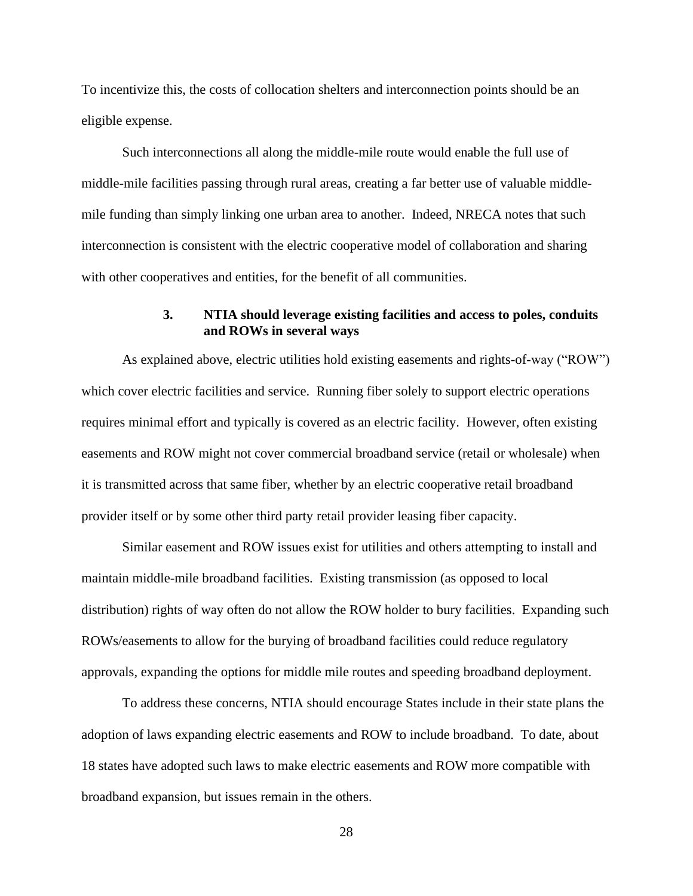To incentivize this, the costs of collocation shelters and interconnection points should be an eligible expense.

Such interconnections all along the middle-mile route would enable the full use of middle-mile facilities passing through rural areas, creating a far better use of valuable middle-mile funding than simply linking one urban area to another. Indeed, NRECA notes that such interconnection is consistent with the electric cooperative model of collaboration and sharing with other cooperatives and entities, for the benefit of all communities.

### 3. NTIA should leverage existing facilities and access to poles, conduits and ROWs in several ways

As explained above, electric utilities hold existing easements and rights-of-way ("ROW") which cover electric facilities and service. Running fiber solely to support electric operations requires minimal effort and typically is covered as an electric facility. However, often existing easements and ROW might not cover commercial broadband service (retail or wholesale) when it is transmitted across that same fiber, whether by an electric cooperative retail broadband provider itself or by some other third party retail provider leasing fiber capacity.

Similar easement and ROW issues exist for utilities and others attempting to install and maintain middle-mile broadband facilities. Existing transmission (as opposed to local distribution) rights of way often do not allow the ROW holder to bury facilities. Expanding such ROWs/easements to allow for the burying of broadband facilities could reduce regulatory approvals, expanding the options for middle mile routes and speeding broadband deployment.

To address these concerns, NTIA should encourage States include in their state plans the adoption of laws expanding electric easements and ROW to include broadband. To date, about 18 states have adopted such laws to make electric easements and ROW more compatible with broadband expansion, but issues remain in the others.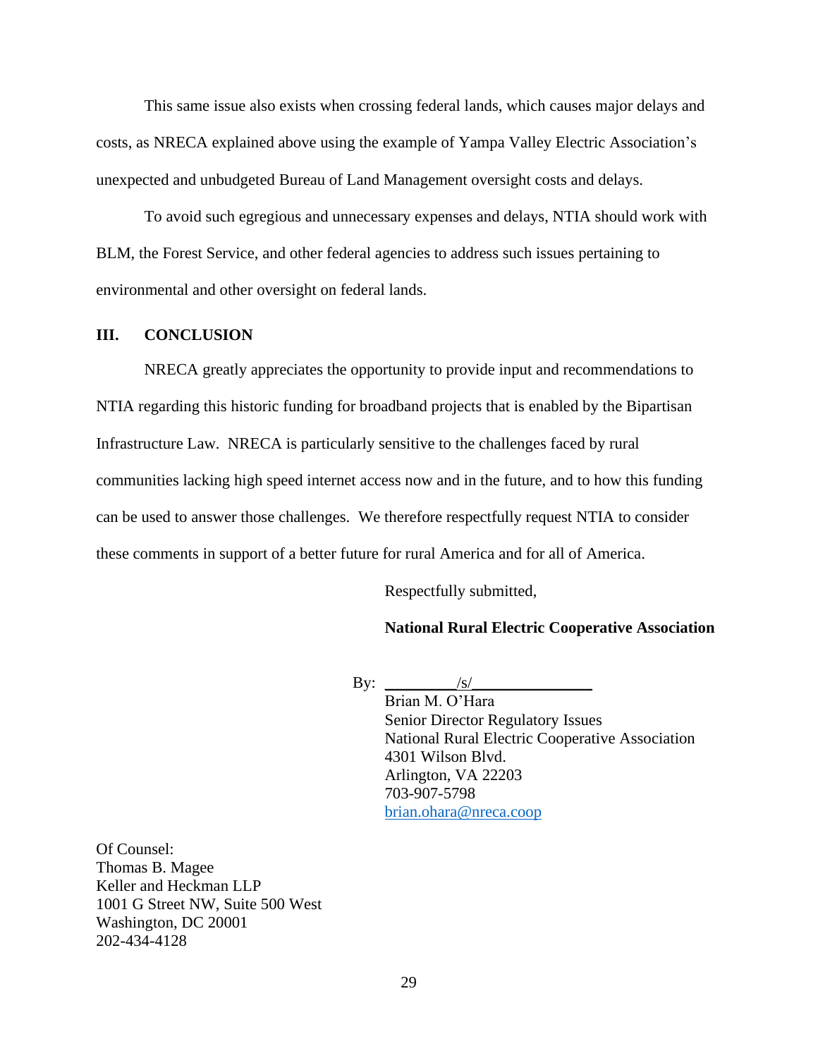This same issue also exists when crossing federal lands, which causes major delays and costs, as NRECA explained above using the example of Yampa Valley Electric Association's unexpected and unbudgeted Bureau of Land Management oversight costs and delays.

To avoid such egregious and unnecessary expenses and delays, NTIA should work with BLM, the Forest Service, and other federal agencies to address such issues pertaining to environmental and other oversight on federal lands.

## III. CONCLUSION

NRECA greatly appreciates the opportunity to provide input and recommendations to NTIA regarding this historic funding for broadband projects that is enabled by the Bipartisan Infrastructure Law. NRECA is particularly sensitive to the challenges faced by rural communities lacking high speed internet access now and in the future, and to how this funding can be used to answer those challenges. We therefore respectfully request NTIA to consider these comments in support of a better future for rural America and for all of America.

Respectfully submitted,

**National Rural Electric Cooperative Association**

By: _________/s/_______________
Brian M. O'Hara
Senior Director Regulatory Issues
National Rural Electric Cooperative Association
4301 Wilson Blvd.
Arlington, VA 22203
703-907-5798
brian.ohara@nreca.coop

Of Counsel:
Thomas B. Magee
Keller and Heckman LLP
1001 G Street NW, Suite 500 West
Washington, DC 20001
202-434-4128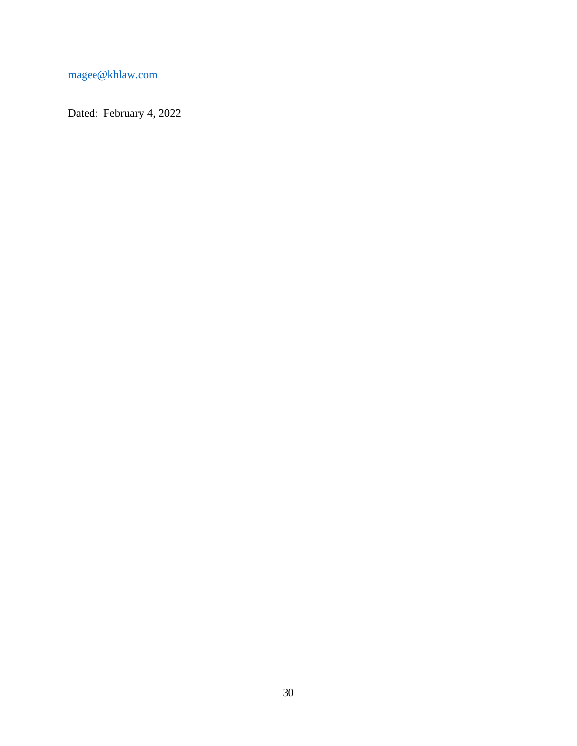[magee@khlaw.com](mailto:magee@khlaw.com)

Dated: February 4, 2022